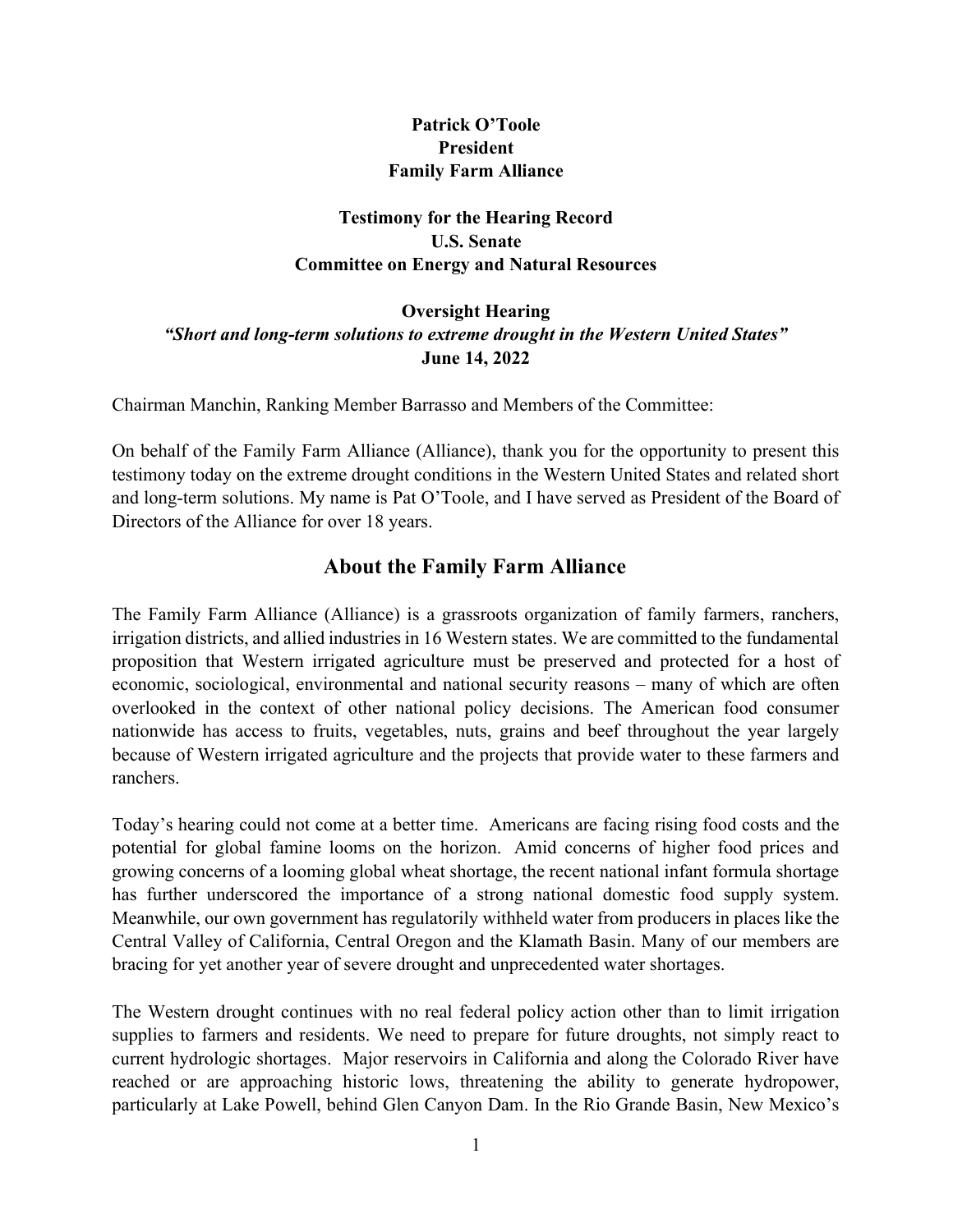**Patrick O'Toole**
**President**
**Family Farm Alliance**

**Testimony for the Hearing Record**
**U.S. Senate**
**Committee on Energy and Natural Resources**

**Oversight Hearing**
***"Short and long-term solutions to extreme drought in the Western United States"***
**June 14, 2022**

Chairman Manchin, Ranking Member Barrasso and Members of the Committee:

On behalf of the Family Farm Alliance (Alliance), thank you for the opportunity to present this testimony today on the extreme drought conditions in the Western United States and related short and long-term solutions. My name is Pat O'Toole, and I have served as President of the Board of Directors of the Alliance for over 18 years.

## About the Family Farm Alliance

The Family Farm Alliance (Alliance) is a grassroots organization of family farmers, ranchers, irrigation districts, and allied industries in 16 Western states. We are committed to the fundamental proposition that Western irrigated agriculture must be preserved and protected for a host of economic, sociological, environmental and national security reasons – many of which are often overlooked in the context of other national policy decisions. The American food consumer nationwide has access to fruits, vegetables, nuts, grains and beef throughout the year largely because of Western irrigated agriculture and the projects that provide water to these farmers and ranchers.

Today's hearing could not come at a better time. Americans are facing rising food costs and the potential for global famine looms on the horizon. Amid concerns of higher food prices and growing concerns of a looming global wheat shortage, the recent national infant formula shortage has further underscored the importance of a strong national domestic food supply system. Meanwhile, our own government has regulatorily withheld water from producers in places like the Central Valley of California, Central Oregon and the Klamath Basin. Many of our members are bracing for yet another year of severe drought and unprecedented water shortages.

The Western drought continues with no real federal policy action other than to limit irrigation supplies to farmers and residents. We need to prepare for future droughts, not simply react to current hydrologic shortages. Major reservoirs in California and along the Colorado River have reached or are approaching historic lows, threatening the ability to generate hydropower, particularly at Lake Powell, behind Glen Canyon Dam. In the Rio Grande Basin, New Mexico's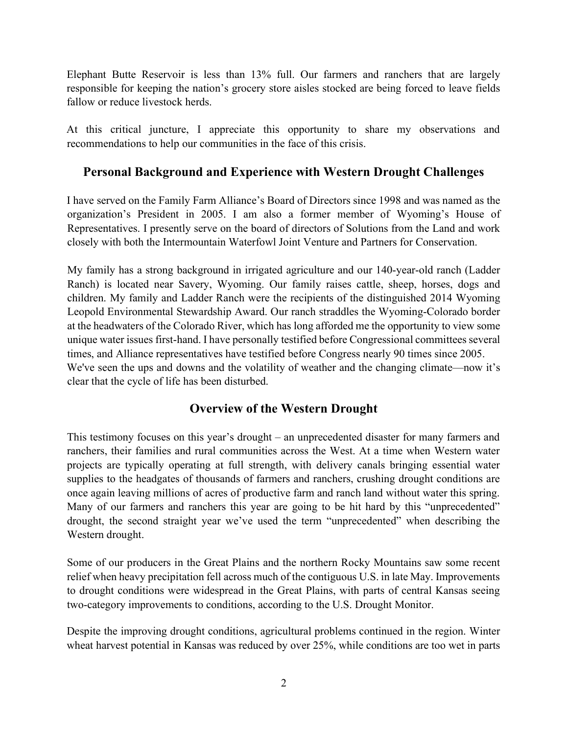Elephant Butte Reservoir is less than 13% full. Our farmers and ranchers that are largely responsible for keeping the nation's grocery store aisles stocked are being forced to leave fields fallow or reduce livestock herds.

At this critical juncture, I appreciate this opportunity to share my observations and recommendations to help our communities in the face of this crisis.

## Personal Background and Experience with Western Drought Challenges

I have served on the Family Farm Alliance's Board of Directors since 1998 and was named as the organization's President in 2005. I am also a former member of Wyoming's House of Representatives. I presently serve on the board of directors of Solutions from the Land and work closely with both the Intermountain Waterfowl Joint Venture and Partners for Conservation.

My family has a strong background in irrigated agriculture and our 140-year-old ranch (Ladder Ranch) is located near Savery, Wyoming. Our family raises cattle, sheep, horses, dogs and children. My family and Ladder Ranch were the recipients of the distinguished 2014 Wyoming Leopold Environmental Stewardship Award. Our ranch straddles the Wyoming-Colorado border at the headwaters of the Colorado River, which has long afforded me the opportunity to view some unique water issues first-hand. I have personally testified before Congressional committees several times, and Alliance representatives have testified before Congress nearly 90 times since 2005. We've seen the ups and downs and the volatility of weather and the changing climate—now it's clear that the cycle of life has been disturbed.

## Overview of the Western Drought

This testimony focuses on this year's drought – an unprecedented disaster for many farmers and ranchers, their families and rural communities across the West. At a time when Western water projects are typically operating at full strength, with delivery canals bringing essential water supplies to the headgates of thousands of farmers and ranchers, crushing drought conditions are once again leaving millions of acres of productive farm and ranch land without water this spring. Many of our farmers and ranchers this year are going to be hit hard by this "unprecedented" drought, the second straight year we've used the term "unprecedented" when describing the Western drought.

Some of our producers in the Great Plains and the northern Rocky Mountains saw some recent relief when heavy precipitation fell across much of the contiguous U.S. in late May. Improvements to drought conditions were widespread in the Great Plains, with parts of central Kansas seeing two-category improvements to conditions, according to the U.S. Drought Monitor.

Despite the improving drought conditions, agricultural problems continued in the region. Winter wheat harvest potential in Kansas was reduced by over 25%, while conditions are too wet in parts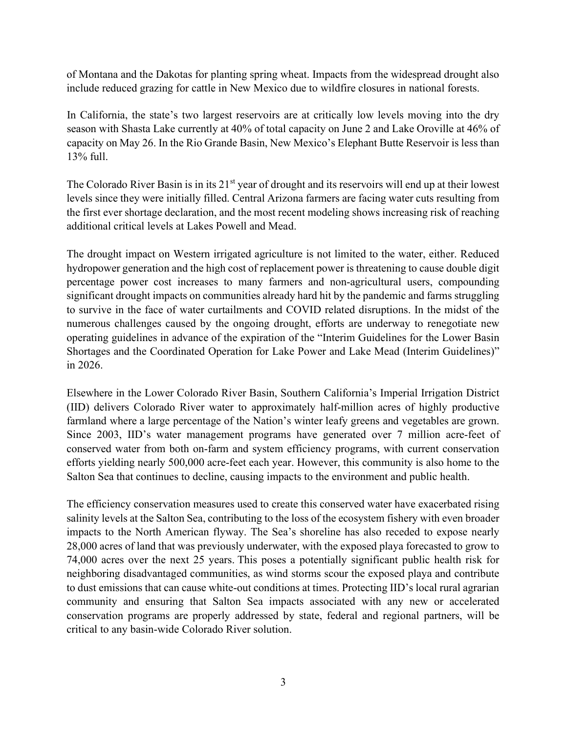of Montana and the Dakotas for planting spring wheat. Impacts from the widespread drought also include reduced grazing for cattle in New Mexico due to wildfire closures in national forests.

In California, the state's two largest reservoirs are at critically low levels moving into the dry season with Shasta Lake currently at 40% of total capacity on June 2 and Lake Oroville at 46% of capacity on May 26. In the Rio Grande Basin, New Mexico's Elephant Butte Reservoir is less than 13% full.

The Colorado River Basin is in its 21st year of drought and its reservoirs will end up at their lowest levels since they were initially filled. Central Arizona farmers are facing water cuts resulting from the first ever shortage declaration, and the most recent modeling shows increasing risk of reaching additional critical levels at Lakes Powell and Mead.

The drought impact on Western irrigated agriculture is not limited to the water, either. Reduced hydropower generation and the high cost of replacement power is threatening to cause double digit percentage power cost increases to many farmers and non-agricultural users, compounding significant drought impacts on communities already hard hit by the pandemic and farms struggling to survive in the face of water curtailments and COVID related disruptions. In the midst of the numerous challenges caused by the ongoing drought, efforts are underway to renegotiate new operating guidelines in advance of the expiration of the "Interim Guidelines for the Lower Basin Shortages and the Coordinated Operation for Lake Power and Lake Mead (Interim Guidelines)" in 2026.

Elsewhere in the Lower Colorado River Basin, Southern California's Imperial Irrigation District (IID) delivers Colorado River water to approximately half-million acres of highly productive farmland where a large percentage of the Nation's winter leafy greens and vegetables are grown. Since 2003, IID's water management programs have generated over 7 million acre-feet of conserved water from both on-farm and system efficiency programs, with current conservation efforts yielding nearly 500,000 acre-feet each year. However, this community is also home to the Salton Sea that continues to decline, causing impacts to the environment and public health.

The efficiency conservation measures used to create this conserved water have exacerbated rising salinity levels at the Salton Sea, contributing to the loss of the ecosystem fishery with even broader impacts to the North American flyway. The Sea's shoreline has also receded to expose nearly 28,000 acres of land that was previously underwater, with the exposed playa forecasted to grow to 74,000 acres over the next 25 years. This poses a potentially significant public health risk for neighboring disadvantaged communities, as wind storms scour the exposed playa and contribute to dust emissions that can cause white-out conditions at times. Protecting IID's local rural agrarian community and ensuring that Salton Sea impacts associated with any new or accelerated conservation programs are properly addressed by state, federal and regional partners, will be critical to any basin-wide Colorado River solution.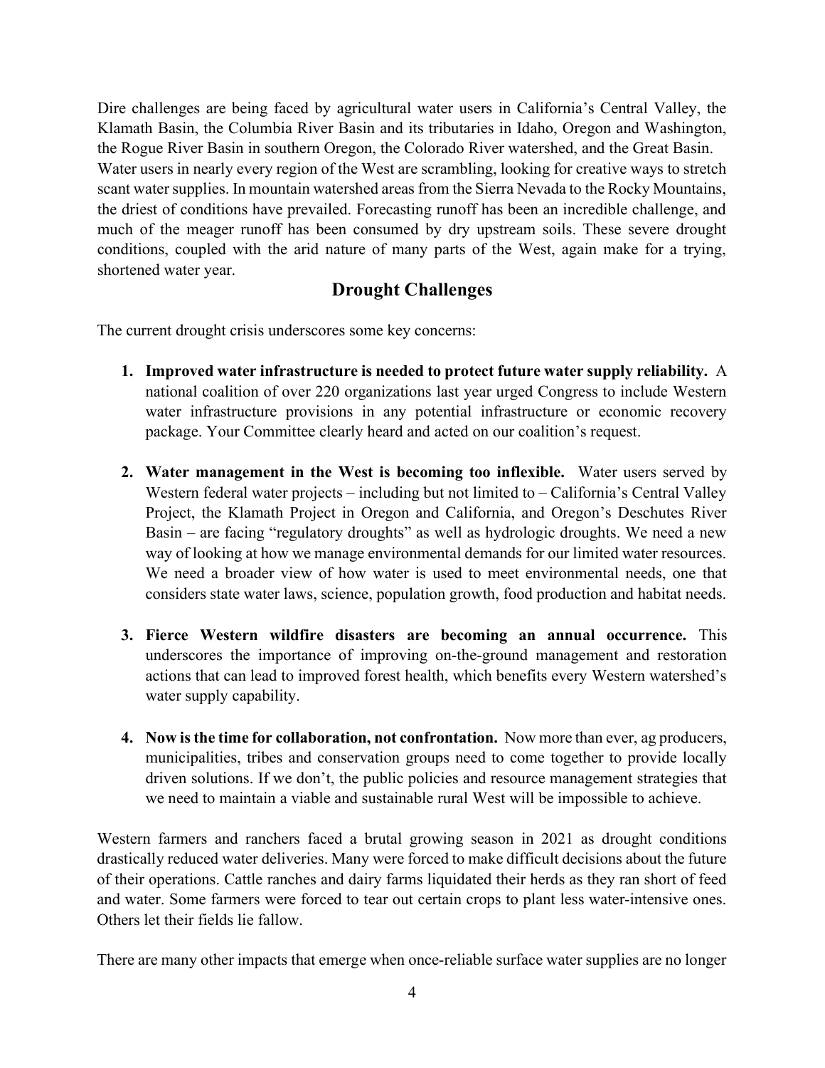Dire challenges are being faced by agricultural water users in California's Central Valley, the Klamath Basin, the Columbia River Basin and its tributaries in Idaho, Oregon and Washington, the Rogue River Basin in southern Oregon, the Colorado River watershed, and the Great Basin. Water users in nearly every region of the West are scrambling, looking for creative ways to stretch scant water supplies. In mountain watershed areas from the Sierra Nevada to the Rocky Mountains, the driest of conditions have prevailed. Forecasting runoff has been an incredible challenge, and much of the meager runoff has been consumed by dry upstream soils. These severe drought conditions, coupled with the arid nature of many parts of the West, again make for a trying, shortened water year.

## Drought Challenges

The current drought crisis underscores some key concerns:

1. **Improved water infrastructure is needed to protect future water supply reliability.** A national coalition of over 220 organizations last year urged Congress to include Western water infrastructure provisions in any potential infrastructure or economic recovery package. Your Committee clearly heard and acted on our coalition's request.

2. **Water management in the West is becoming too inflexible.** Water users served by Western federal water projects – including but not limited to – California's Central Valley Project, the Klamath Project in Oregon and California, and Oregon's Deschutes River Basin – are facing "regulatory droughts" as well as hydrologic droughts. We need a new way of looking at how we manage environmental demands for our limited water resources. We need a broader view of how water is used to meet environmental needs, one that considers state water laws, science, population growth, food production and habitat needs.

3. **Fierce Western wildfire disasters are becoming an annual occurrence.** This underscores the importance of improving on-the-ground management and restoration actions that can lead to improved forest health, which benefits every Western watershed's water supply capability.

4. **Now is the time for collaboration, not confrontation.** Now more than ever, ag producers, municipalities, tribes and conservation groups need to come together to provide locally driven solutions. If we don't, the public policies and resource management strategies that we need to maintain a viable and sustainable rural West will be impossible to achieve.

Western farmers and ranchers faced a brutal growing season in 2021 as drought conditions drastically reduced water deliveries. Many were forced to make difficult decisions about the future of their operations. Cattle ranches and dairy farms liquidated their herds as they ran short of feed and water. Some farmers were forced to tear out certain crops to plant less water-intensive ones. Others let their fields lie fallow.

There are many other impacts that emerge when once-reliable surface water supplies are no longer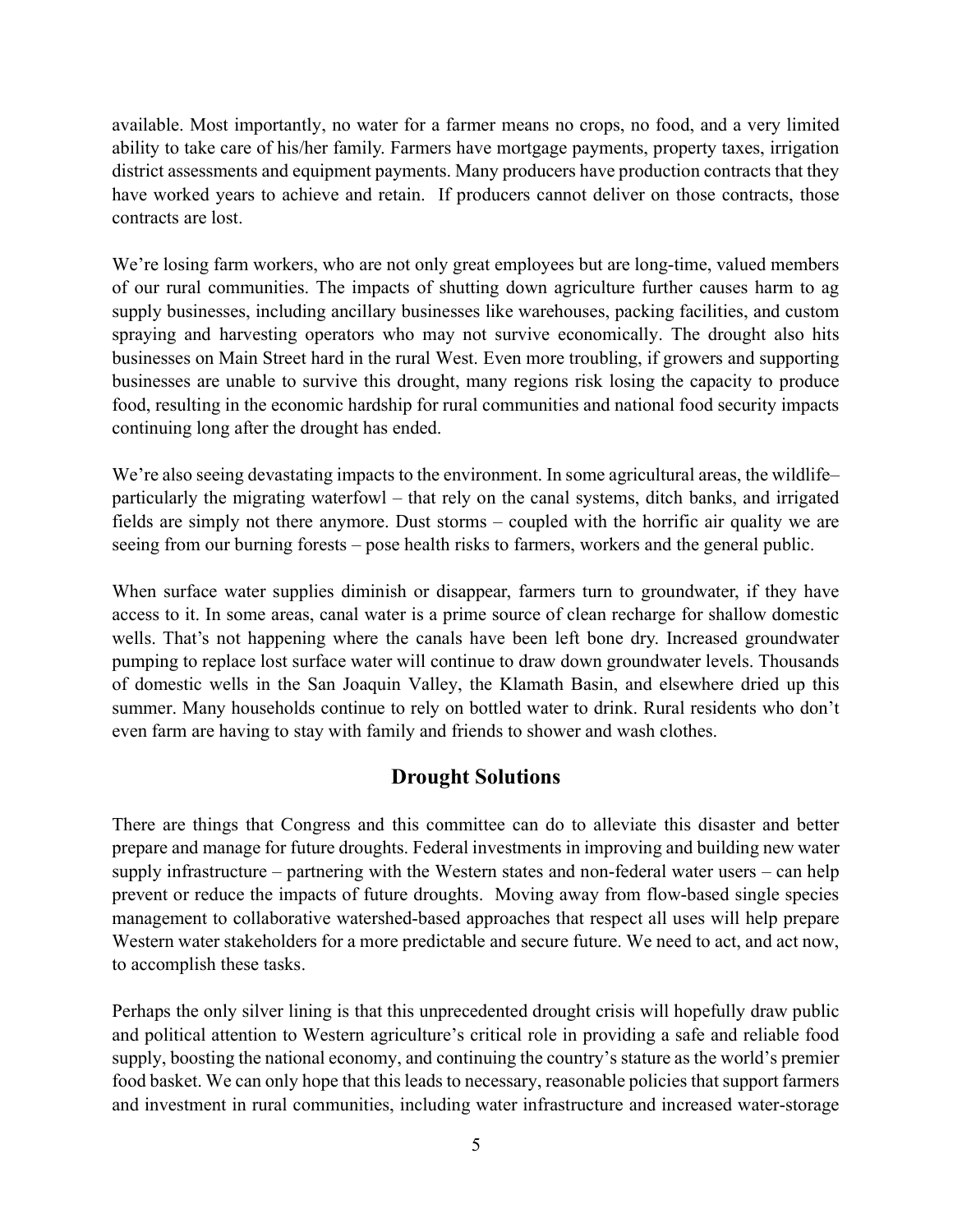available. Most importantly, no water for a farmer means no crops, no food, and a very limited ability to take care of his/her family. Farmers have mortgage payments, property taxes, irrigation district assessments and equipment payments. Many producers have production contracts that they have worked years to achieve and retain. If producers cannot deliver on those contracts, those contracts are lost.

We're losing farm workers, who are not only great employees but are long-time, valued members of our rural communities. The impacts of shutting down agriculture further causes harm to ag supply businesses, including ancillary businesses like warehouses, packing facilities, and custom spraying and harvesting operators who may not survive economically. The drought also hits businesses on Main Street hard in the rural West. Even more troubling, if growers and supporting businesses are unable to survive this drought, many regions risk losing the capacity to produce food, resulting in the economic hardship for rural communities and national food security impacts continuing long after the drought has ended.

We're also seeing devastating impacts to the environment. In some agricultural areas, the wildlife– particularly the migrating waterfowl – that rely on the canal systems, ditch banks, and irrigated fields are simply not there anymore. Dust storms – coupled with the horrific air quality we are seeing from our burning forests – pose health risks to farmers, workers and the general public.

When surface water supplies diminish or disappear, farmers turn to groundwater, if they have access to it. In some areas, canal water is a prime source of clean recharge for shallow domestic wells. That's not happening where the canals have been left bone dry. Increased groundwater pumping to replace lost surface water will continue to draw down groundwater levels. Thousands of domestic wells in the San Joaquin Valley, the Klamath Basin, and elsewhere dried up this summer. Many households continue to rely on bottled water to drink. Rural residents who don't even farm are having to stay with family and friends to shower and wash clothes.

## Drought Solutions

There are things that Congress and this committee can do to alleviate this disaster and better prepare and manage for future droughts. Federal investments in improving and building new water supply infrastructure – partnering with the Western states and non-federal water users – can help prevent or reduce the impacts of future droughts. Moving away from flow-based single species management to collaborative watershed-based approaches that respect all uses will help prepare Western water stakeholders for a more predictable and secure future. We need to act, and act now, to accomplish these tasks.

Perhaps the only silver lining is that this unprecedented drought crisis will hopefully draw public and political attention to Western agriculture's critical role in providing a safe and reliable food supply, boosting the national economy, and continuing the country's stature as the world's premier food basket. We can only hope that this leads to necessary, reasonable policies that support farmers and investment in rural communities, including water infrastructure and increased water-storage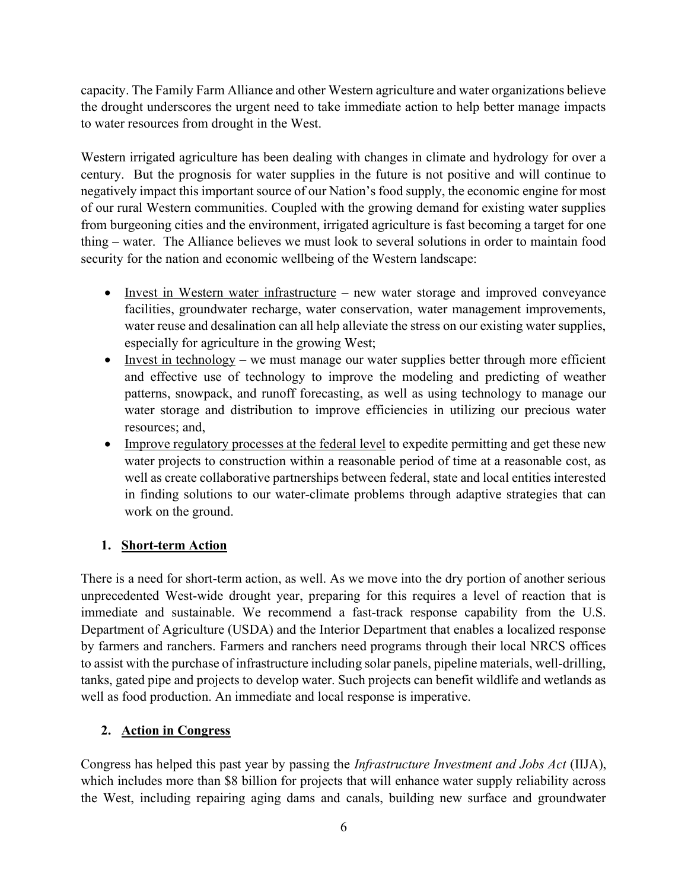capacity. The Family Farm Alliance and other Western agriculture and water organizations believe the drought underscores the urgent need to take immediate action to help better manage impacts to water resources from drought in the West.

Western irrigated agriculture has been dealing with changes in climate and hydrology for over a century. But the prognosis for water supplies in the future is not positive and will continue to negatively impact this important source of our Nation's food supply, the economic engine for most of our rural Western communities. Coupled with the growing demand for existing water supplies from burgeoning cities and the environment, irrigated agriculture is fast becoming a target for one thing – water. The Alliance believes we must look to several solutions in order to maintain food security for the nation and economic wellbeing of the Western landscape:

- <u>Invest in Western water infrastructure</u> – new water storage and improved conveyance facilities, groundwater recharge, water conservation, water management improvements, water reuse and desalination can all help alleviate the stress on our existing water supplies, especially for agriculture in the growing West;
- <u>Invest in technology</u> – we must manage our water supplies better through more efficient and effective use of technology to improve the modeling and predicting of weather patterns, snowpack, and runoff forecasting, as well as using technology to manage our water storage and distribution to improve efficiencies in utilizing our precious water resources; and,
- <u>Improve regulatory processes at the federal level</u> to expedite permitting and get these new water projects to construction within a reasonable period of time at a reasonable cost, as well as create collaborative partnerships between federal, state and local entities interested in finding solutions to our water-climate problems through adaptive strategies that can work on the ground.

## 1. Short-term Action

There is a need for short-term action, as well. As we move into the dry portion of another serious unprecedented West-wide drought year, preparing for this requires a level of reaction that is immediate and sustainable. We recommend a fast-track response capability from the U.S. Department of Agriculture (USDA) and the Interior Department that enables a localized response by farmers and ranchers. Farmers and ranchers need programs through their local NRCS offices to assist with the purchase of infrastructure including solar panels, pipeline materials, well-drilling, tanks, gated pipe and projects to develop water. Such projects can benefit wildlife and wetlands as well as food production. An immediate and local response is imperative.

## 2. Action in Congress

Congress has helped this past year by passing the *Infrastructure Investment and Jobs Act* (IIJA), which includes more than $8 billion for projects that will enhance water supply reliability across the West, including repairing aging dams and canals, building new surface and groundwater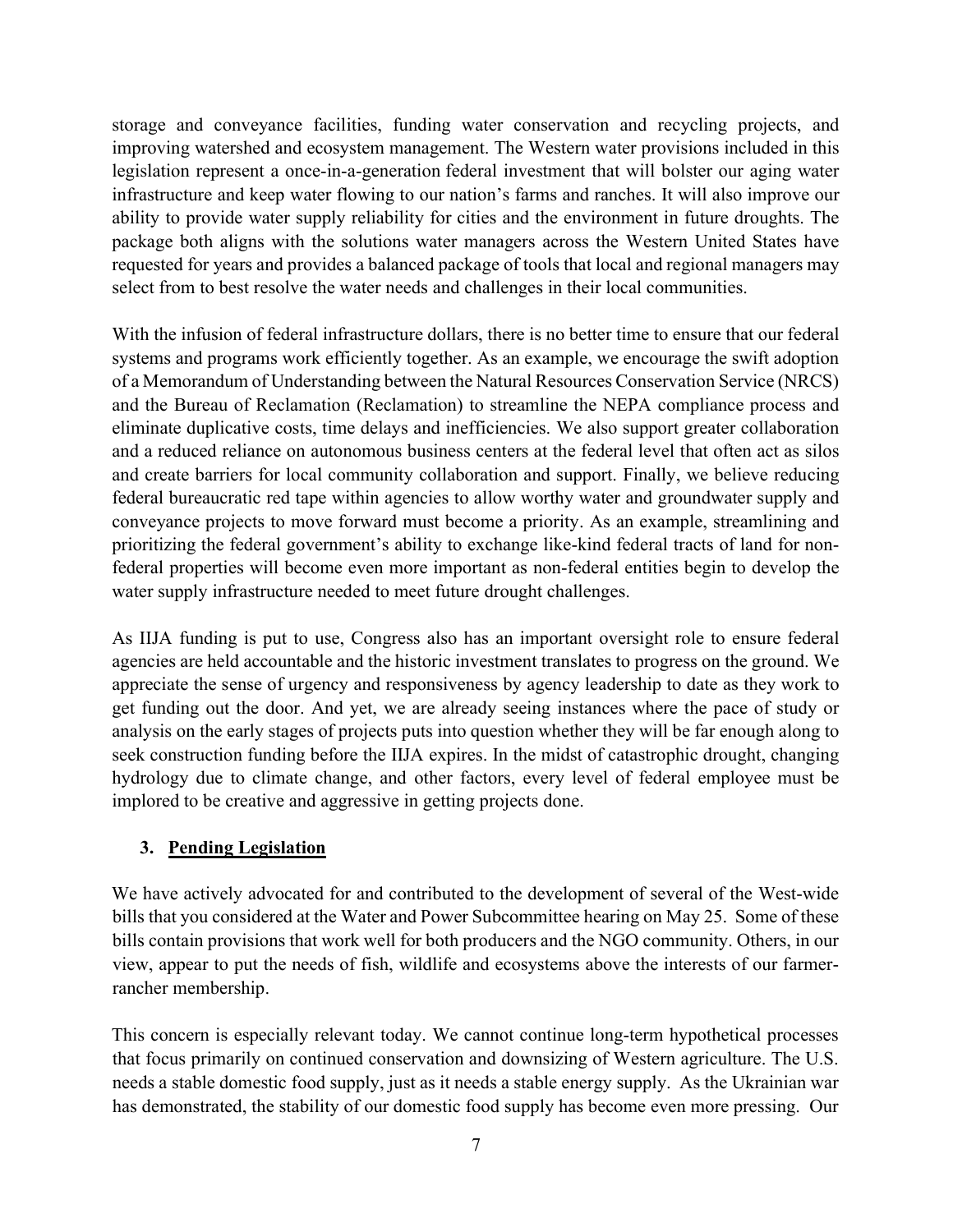storage and conveyance facilities, funding water conservation and recycling projects, and improving watershed and ecosystem management. The Western water provisions included in this legislation represent a once-in-a-generation federal investment that will bolster our aging water infrastructure and keep water flowing to our nation's farms and ranches. It will also improve our ability to provide water supply reliability for cities and the environment in future droughts. The package both aligns with the solutions water managers across the Western United States have requested for years and provides a balanced package of tools that local and regional managers may select from to best resolve the water needs and challenges in their local communities.

With the infusion of federal infrastructure dollars, there is no better time to ensure that our federal systems and programs work efficiently together. As an example, we encourage the swift adoption of a Memorandum of Understanding between the Natural Resources Conservation Service (NRCS) and the Bureau of Reclamation (Reclamation) to streamline the NEPA compliance process and eliminate duplicative costs, time delays and inefficiencies. We also support greater collaboration and a reduced reliance on autonomous business centers at the federal level that often act as silos and create barriers for local community collaboration and support. Finally, we believe reducing federal bureaucratic red tape within agencies to allow worthy water and groundwater supply and conveyance projects to move forward must become a priority. As an example, streamlining and prioritizing the federal government's ability to exchange like-kind federal tracts of land for non-federal properties will become even more important as non-federal entities begin to develop the water supply infrastructure needed to meet future drought challenges.

As IIJA funding is put to use, Congress also has an important oversight role to ensure federal agencies are held accountable and the historic investment translates to progress on the ground. We appreciate the sense of urgency and responsiveness by agency leadership to date as they work to get funding out the door. And yet, we are already seeing instances where the pace of study or analysis on the early stages of projects puts into question whether they will be far enough along to seek construction funding before the IIJA expires. In the midst of catastrophic drought, changing hydrology due to climate change, and other factors, every level of federal employee must be implored to be creative and aggressive in getting projects done.

### 3. <u>Pending Legislation</u>

We have actively advocated for and contributed to the development of several of the West-wide bills that you considered at the Water and Power Subcommittee hearing on May 25. Some of these bills contain provisions that work well for both producers and the NGO community. Others, in our view, appear to put the needs of fish, wildlife and ecosystems above the interests of our farmer-rancher membership.

This concern is especially relevant today. We cannot continue long-term hypothetical processes that focus primarily on continued conservation and downsizing of Western agriculture. The U.S. needs a stable domestic food supply, just as it needs a stable energy supply. As the Ukrainian war has demonstrated, the stability of our domestic food supply has become even more pressing. Our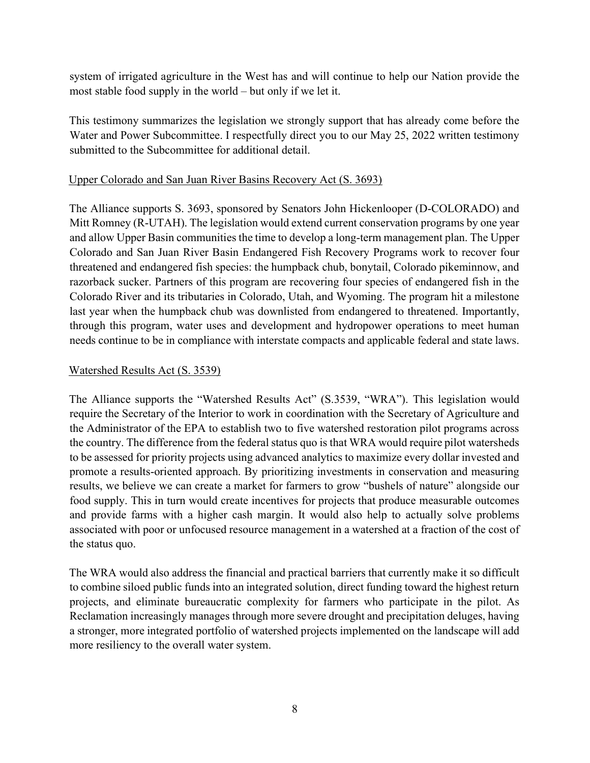system of irrigated agriculture in the West has and will continue to help our Nation provide the most stable food supply in the world – but only if we let it.

This testimony summarizes the legislation we strongly support that has already come before the Water and Power Subcommittee. I respectfully direct you to our May 25, 2022 written testimony submitted to the Subcommittee for additional detail.

Upper Colorado and San Juan River Basins Recovery Act (S. 3693)

The Alliance supports S. 3693, sponsored by Senators John Hickenlooper (D-COLORADO) and Mitt Romney (R-UTAH). The legislation would extend current conservation programs by one year and allow Upper Basin communities the time to develop a long-term management plan. The Upper Colorado and San Juan River Basin Endangered Fish Recovery Programs work to recover four threatened and endangered fish species: the humpback chub, bonytail, Colorado pikeminnow, and razorback sucker. Partners of this program are recovering four species of endangered fish in the Colorado River and its tributaries in Colorado, Utah, and Wyoming. The program hit a milestone last year when the humpback chub was downlisted from endangered to threatened. Importantly, through this program, water uses and development and hydropower operations to meet human needs continue to be in compliance with interstate compacts and applicable federal and state laws.

Watershed Results Act (S. 3539)

The Alliance supports the "Watershed Results Act" (S.3539, "WRA"). This legislation would require the Secretary of the Interior to work in coordination with the Secretary of Agriculture and the Administrator of the EPA to establish two to five watershed restoration pilot programs across the country. The difference from the federal status quo is that WRA would require pilot watersheds to be assessed for priority projects using advanced analytics to maximize every dollar invested and promote a results-oriented approach. By prioritizing investments in conservation and measuring results, we believe we can create a market for farmers to grow "bushels of nature" alongside our food supply. This in turn would create incentives for projects that produce measurable outcomes and provide farms with a higher cash margin. It would also help to actually solve problems associated with poor or unfocused resource management in a watershed at a fraction of the cost of the status quo.

The WRA would also address the financial and practical barriers that currently make it so difficult to combine siloed public funds into an integrated solution, direct funding toward the highest return projects, and eliminate bureaucratic complexity for farmers who participate in the pilot. As Reclamation increasingly manages through more severe drought and precipitation deluges, having a stronger, more integrated portfolio of watershed projects implemented on the landscape will add more resiliency to the overall water system.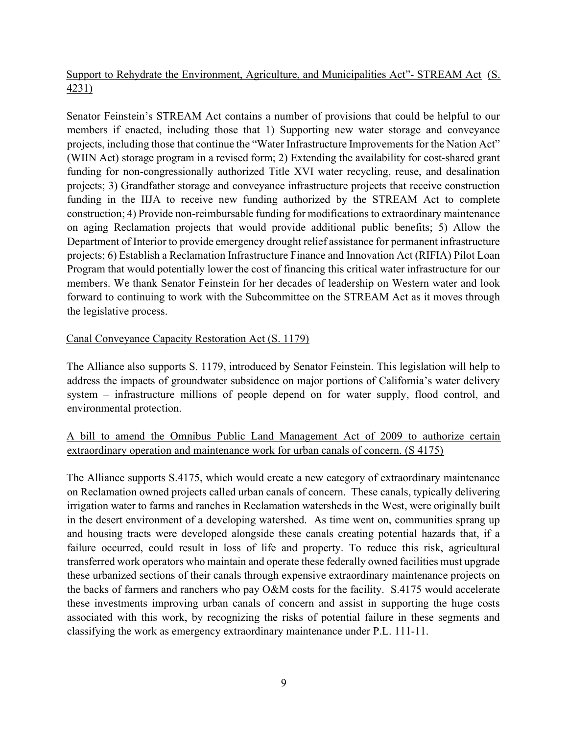Support to Rehydrate the Environment, Agriculture, and Municipalities Act"- STREAM Act (S. 4231)

Senator Feinstein's STREAM Act contains a number of provisions that could be helpful to our members if enacted, including those that 1) Supporting new water storage and conveyance projects, including those that continue the "Water Infrastructure Improvements for the Nation Act" (WIIN Act) storage program in a revised form; 2) Extending the availability for cost-shared grant funding for non-congressionally authorized Title XVI water recycling, reuse, and desalination projects; 3) Grandfather storage and conveyance infrastructure projects that receive construction funding in the IIJA to receive new funding authorized by the STREAM Act to complete construction; 4) Provide non-reimbursable funding for modifications to extraordinary maintenance on aging Reclamation projects that would provide additional public benefits; 5) Allow the Department of Interior to provide emergency drought relief assistance for permanent infrastructure projects; 6) Establish a Reclamation Infrastructure Finance and Innovation Act (RIFIA) Pilot Loan Program that would potentially lower the cost of financing this critical water infrastructure for our members. We thank Senator Feinstein for her decades of leadership on Western water and look forward to continuing to work with the Subcommittee on the STREAM Act as it moves through the legislative process.

Canal Conveyance Capacity Restoration Act (S. 1179)

The Alliance also supports S. 1179, introduced by Senator Feinstein. This legislation will help to address the impacts of groundwater subsidence on major portions of California's water delivery system – infrastructure millions of people depend on for water supply, flood control, and environmental protection.

A bill to amend the Omnibus Public Land Management Act of 2009 to authorize certain extraordinary operation and maintenance work for urban canals of concern. (S 4175)

The Alliance supports S.4175, which would create a new category of extraordinary maintenance on Reclamation owned projects called urban canals of concern. These canals, typically delivering irrigation water to farms and ranches in Reclamation watersheds in the West, were originally built in the desert environment of a developing watershed. As time went on, communities sprang up and housing tracts were developed alongside these canals creating potential hazards that, if a failure occurred, could result in loss of life and property. To reduce this risk, agricultural transferred work operators who maintain and operate these federally owned facilities must upgrade these urbanized sections of their canals through expensive extraordinary maintenance projects on the backs of farmers and ranchers who pay O&M costs for the facility. S.4175 would accelerate these investments improving urban canals of concern and assist in supporting the huge costs associated with this work, by recognizing the risks of potential failure in these segments and classifying the work as emergency extraordinary maintenance under P.L. 111-11.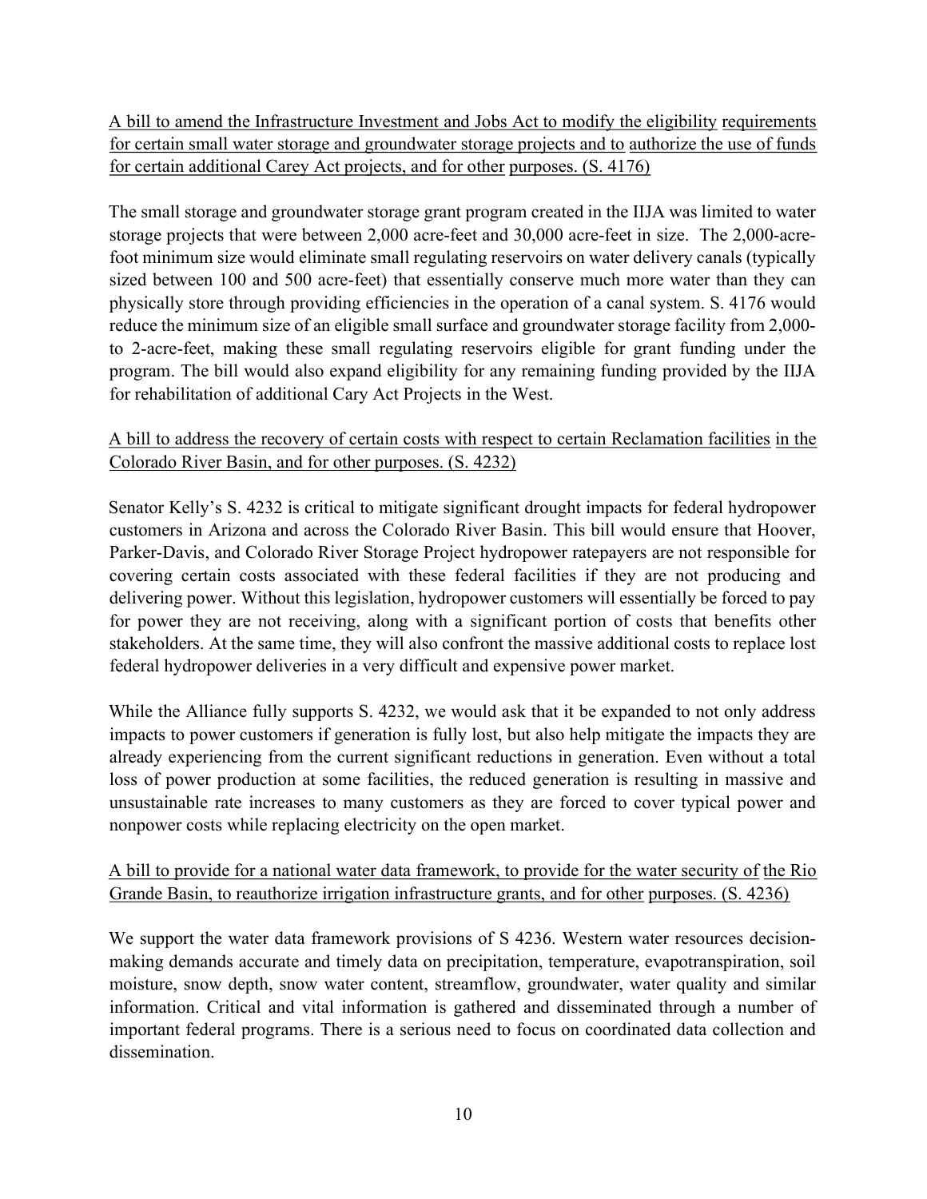<u>A bill to amend the Infrastructure Investment and Jobs Act to modify the eligibility requirements for certain small water storage and groundwater storage projects and to authorize the use of funds for certain additional Carey Act projects, and for other purposes. (S. 4176)</u>

The small storage and groundwater storage grant program created in the IIJA was limited to water storage projects that were between 2,000 acre-feet and 30,000 acre-feet in size. The 2,000-acre-foot minimum size would eliminate small regulating reservoirs on water delivery canals (typically sized between 100 and 500 acre-feet) that essentially conserve much more water than they can physically store through providing efficiencies in the operation of a canal system. S. 4176 would reduce the minimum size of an eligible small surface and groundwater storage facility from 2,000- to 2-acre-feet, making these small regulating reservoirs eligible for grant funding under the program. The bill would also expand eligibility for any remaining funding provided by the IIJA for rehabilitation of additional Cary Act Projects in the West.

<u>A bill to address the recovery of certain costs with respect to certain Reclamation facilities in the Colorado River Basin, and for other purposes. (S. 4232)</u>

Senator Kelly's S. 4232 is critical to mitigate significant drought impacts for federal hydropower customers in Arizona and across the Colorado River Basin. This bill would ensure that Hoover, Parker-Davis, and Colorado River Storage Project hydropower ratepayers are not responsible for covering certain costs associated with these federal facilities if they are not producing and delivering power. Without this legislation, hydropower customers will essentially be forced to pay for power they are not receiving, along with a significant portion of costs that benefits other stakeholders. At the same time, they will also confront the massive additional costs to replace lost federal hydropower deliveries in a very difficult and expensive power market.

While the Alliance fully supports S. 4232, we would ask that it be expanded to not only address impacts to power customers if generation is fully lost, but also help mitigate the impacts they are already experiencing from the current significant reductions in generation. Even without a total loss of power production at some facilities, the reduced generation is resulting in massive and unsustainable rate increases to many customers as they are forced to cover typical power and nonpower costs while replacing electricity on the open market.

<u>A bill to provide for a national water data framework, to provide for the water security of the Rio Grande Basin, to reauthorize irrigation infrastructure grants, and for other purposes. (S. 4236)</u>

We support the water data framework provisions of S 4236. Western water resources decision-making demands accurate and timely data on precipitation, temperature, evapotranspiration, soil moisture, snow depth, snow water content, streamflow, groundwater, water quality and similar information. Critical and vital information is gathered and disseminated through a number of important federal programs. There is a serious need to focus on coordinated data collection and dissemination.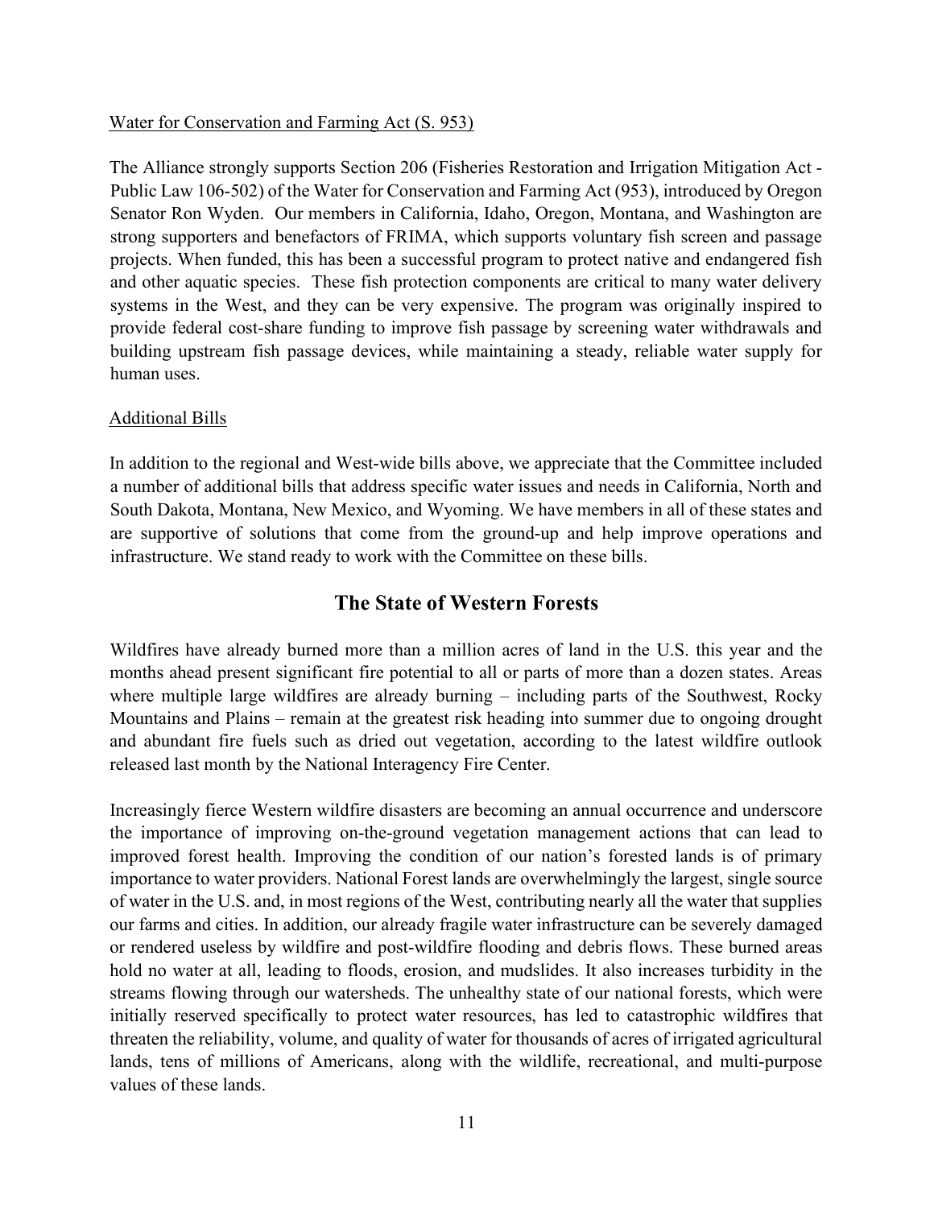Water for Conservation and Farming Act (S. 953)

The Alliance strongly supports Section 206 (Fisheries Restoration and Irrigation Mitigation Act - Public Law 106-502) of the Water for Conservation and Farming Act (953), introduced by Oregon Senator Ron Wyden. Our members in California, Idaho, Oregon, Montana, and Washington are strong supporters and benefactors of FRIMA, which supports voluntary fish screen and passage projects. When funded, this has been a successful program to protect native and endangered fish and other aquatic species. These fish protection components are critical to many water delivery systems in the West, and they can be very expensive. The program was originally inspired to provide federal cost-share funding to improve fish passage by screening water withdrawals and building upstream fish passage devices, while maintaining a steady, reliable water supply for human uses.

Additional Bills

In addition to the regional and West-wide bills above, we appreciate that the Committee included a number of additional bills that address specific water issues and needs in California, North and South Dakota, Montana, New Mexico, and Wyoming. We have members in all of these states and are supportive of solutions that come from the ground-up and help improve operations and infrastructure. We stand ready to work with the Committee on these bills.

## The State of Western Forests

Wildfires have already burned more than a million acres of land in the U.S. this year and the months ahead present significant fire potential to all or parts of more than a dozen states. Areas where multiple large wildfires are already burning – including parts of the Southwest, Rocky Mountains and Plains – remain at the greatest risk heading into summer due to ongoing drought and abundant fire fuels such as dried out vegetation, according to the latest wildfire outlook released last month by the National Interagency Fire Center.

Increasingly fierce Western wildfire disasters are becoming an annual occurrence and underscore the importance of improving on-the-ground vegetation management actions that can lead to improved forest health. Improving the condition of our nation's forested lands is of primary importance to water providers. National Forest lands are overwhelmingly the largest, single source of water in the U.S. and, in most regions of the West, contributing nearly all the water that supplies our farms and cities. In addition, our already fragile water infrastructure can be severely damaged or rendered useless by wildfire and post-wildfire flooding and debris flows. These burned areas hold no water at all, leading to floods, erosion, and mudslides. It also increases turbidity in the streams flowing through our watersheds. The unhealthy state of our national forests, which were initially reserved specifically to protect water resources, has led to catastrophic wildfires that threaten the reliability, volume, and quality of water for thousands of acres of irrigated agricultural lands, tens of millions of Americans, along with the wildlife, recreational, and multi-purpose values of these lands.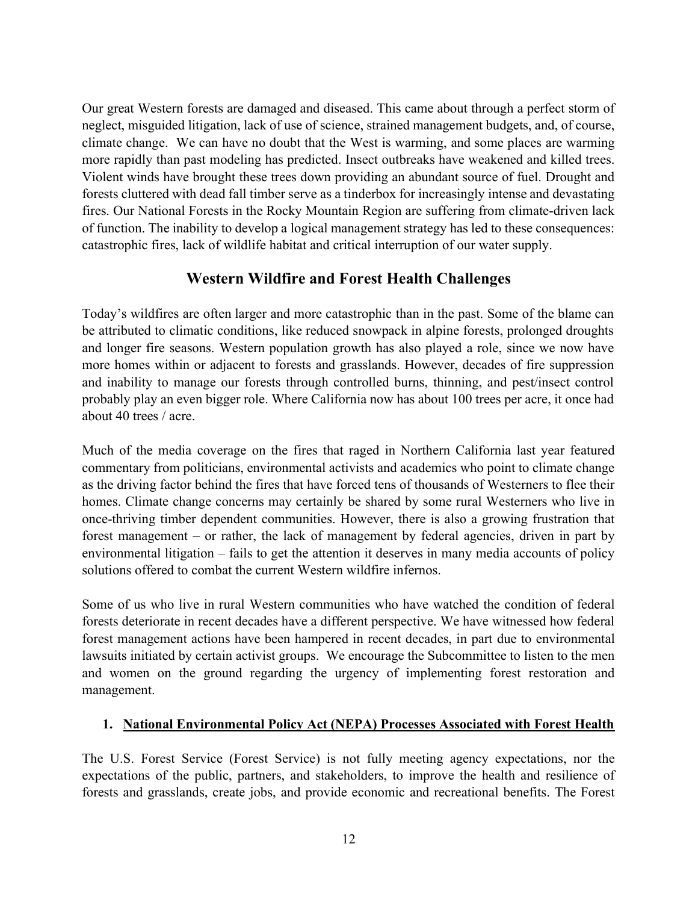Our great Western forests are damaged and diseased. This came about through a perfect storm of neglect, misguided litigation, lack of use of science, strained management budgets, and, of course, climate change. We can have no doubt that the West is warming, and some places are warming more rapidly than past modeling has predicted. Insect outbreaks have weakened and killed trees. Violent winds have brought these trees down providing an abundant source of fuel. Drought and forests cluttered with dead fall timber serve as a tinderbox for increasingly intense and devastating fires. Our National Forests in the Rocky Mountain Region are suffering from climate-driven lack of function. The inability to develop a logical management strategy has led to these consequences: catastrophic fires, lack of wildlife habitat and critical interruption of our water supply.

## Western Wildfire and Forest Health Challenges

Today's wildfires are often larger and more catastrophic than in the past. Some of the blame can be attributed to climatic conditions, like reduced snowpack in alpine forests, prolonged droughts and longer fire seasons. Western population growth has also played a role, since we now have more homes within or adjacent to forests and grasslands. However, decades of fire suppression and inability to manage our forests through controlled burns, thinning, and pest/insect control probably play an even bigger role. Where California now has about 100 trees per acre, it once had about 40 trees / acre.

Much of the media coverage on the fires that raged in Northern California last year featured commentary from politicians, environmental activists and academics who point to climate change as the driving factor behind the fires that have forced tens of thousands of Westerners to flee their homes. Climate change concerns may certainly be shared by some rural Westerners who live in once-thriving timber dependent communities. However, there is also a growing frustration that forest management – or rather, the lack of management by federal agencies, driven in part by environmental litigation – fails to get the attention it deserves in many media accounts of policy solutions offered to combat the current Western wildfire infernos.

Some of us who live in rural Western communities who have watched the condition of federal forests deteriorate in recent decades have a different perspective. We have witnessed how federal forest management actions have been hampered in recent decades, in part due to environmental lawsuits initiated by certain activist groups. We encourage the Subcommittee to listen to the men and women on the ground regarding the urgency of implementing forest restoration and management.

### 1. National Environmental Policy Act (NEPA) Processes Associated with Forest Health

The U.S. Forest Service (Forest Service) is not fully meeting agency expectations, nor the expectations of the public, partners, and stakeholders, to improve the health and resilience of forests and grasslands, create jobs, and provide economic and recreational benefits. The Forest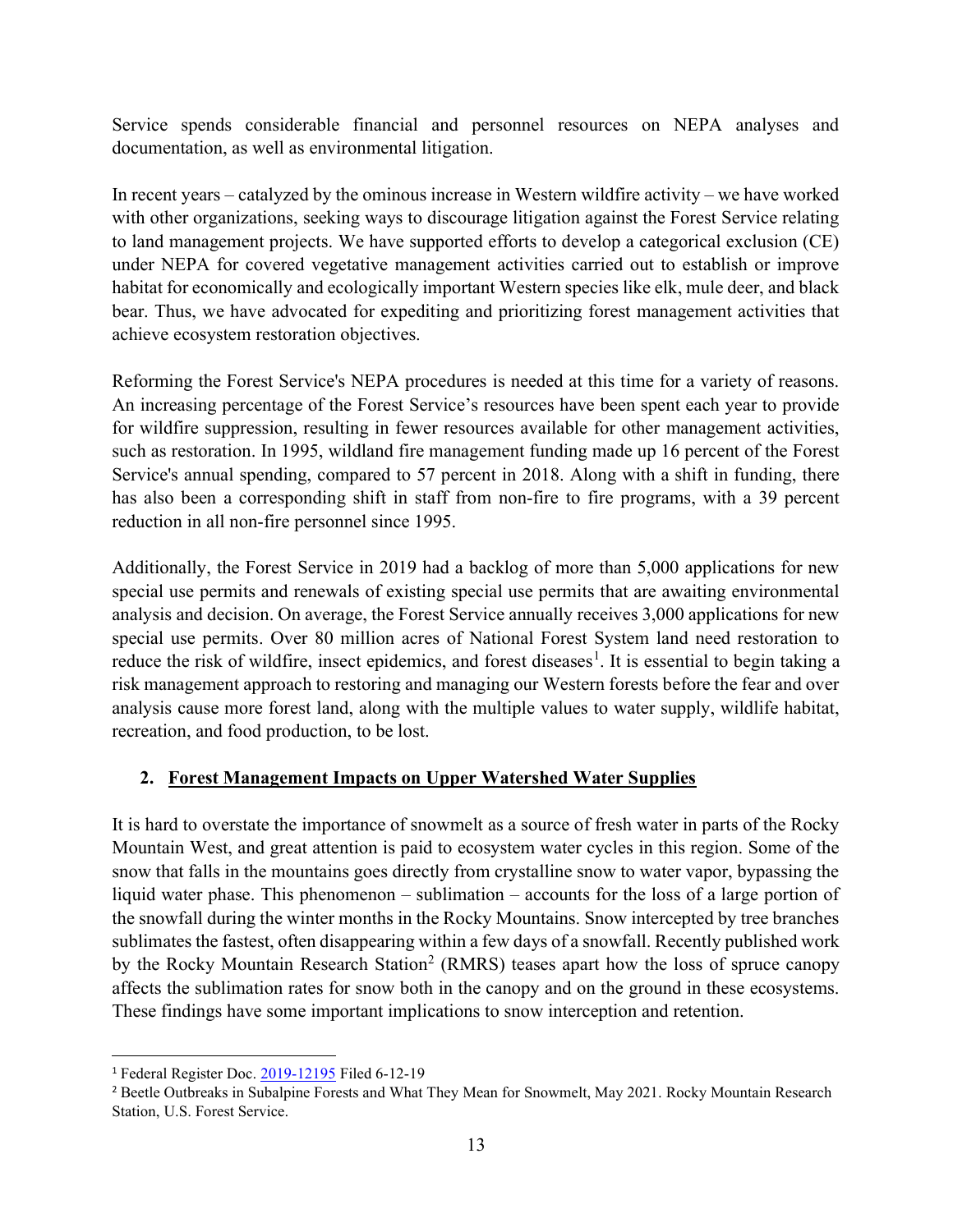Service spends considerable financial and personnel resources on NEPA analyses and documentation, as well as environmental litigation.

In recent years – catalyzed by the ominous increase in Western wildfire activity – we have worked with other organizations, seeking ways to discourage litigation against the Forest Service relating to land management projects. We have supported efforts to develop a categorical exclusion (CE) under NEPA for covered vegetative management activities carried out to establish or improve habitat for economically and ecologically important Western species like elk, mule deer, and black bear. Thus, we have advocated for expediting and prioritizing forest management activities that achieve ecosystem restoration objectives.

Reforming the Forest Service's NEPA procedures is needed at this time for a variety of reasons. An increasing percentage of the Forest Service's resources have been spent each year to provide for wildfire suppression, resulting in fewer resources available for other management activities, such as restoration. In 1995, wildland fire management funding made up 16 percent of the Forest Service's annual spending, compared to 57 percent in 2018. Along with a shift in funding, there has also been a corresponding shift in staff from non-fire to fire programs, with a 39 percent reduction in all non-fire personnel since 1995.

Additionally, the Forest Service in 2019 had a backlog of more than 5,000 applications for new special use permits and renewals of existing special use permits that are awaiting environmental analysis and decision. On average, the Forest Service annually receives 3,000 applications for new special use permits. Over 80 million acres of National Forest System land need restoration to reduce the risk of wildfire, insect epidemics, and forest diseases[1]. It is essential to begin taking a risk management approach to restoring and managing our Western forests before the fear and over analysis cause more forest land, along with the multiple values to water supply, wildlife habitat, recreation, and food production, to be lost.

## 2. Forest Management Impacts on Upper Watershed Water Supplies

It is hard to overstate the importance of snowmelt as a source of fresh water in parts of the Rocky Mountain West, and great attention is paid to ecosystem water cycles in this region. Some of the snow that falls in the mountains goes directly from crystalline snow to water vapor, bypassing the liquid water phase. This phenomenon – sublimation – accounts for the loss of a large portion of the snowfall during the winter months in the Rocky Mountains. Snow intercepted by tree branches sublimates the fastest, often disappearing within a few days of a snowfall. Recently published work by the Rocky Mountain Research Station[2] (RMRS) teases apart how the loss of spruce canopy affects the sublimation rates for snow both in the canopy and on the ground in these ecosystems. These findings have some important implications to snow interception and retention.

---

[1] Federal Register Doc. 2019-12195 Filed 6-12-19

[2] Beetle Outbreaks in Subalpine Forests and What They Mean for Snowmelt, May 2021. Rocky Mountain Research Station, U.S. Forest Service.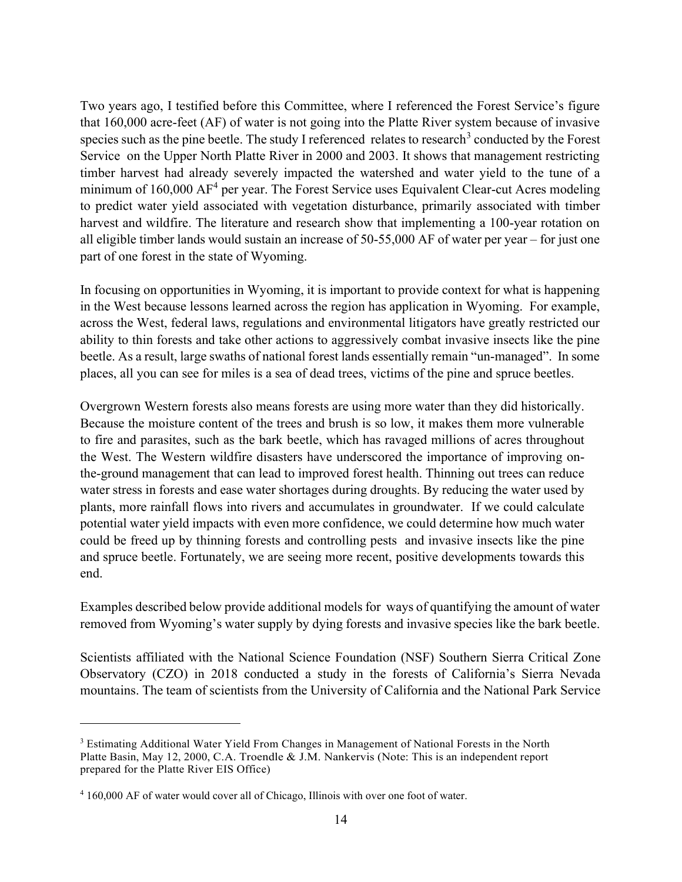Two years ago, I testified before this Committee, where I referenced the Forest Service's figure that 160,000 acre-feet (AF) of water is not going into the Platte River system because of invasive species such as the pine beetle. The study I referenced relates to research[3] conducted by the Forest Service on the Upper North Platte River in 2000 and 2003. It shows that management restricting timber harvest had already severely impacted the watershed and water yield to the tune of a minimum of 160,000 AF[4] per year. The Forest Service uses Equivalent Clear-cut Acres modeling to predict water yield associated with vegetation disturbance, primarily associated with timber harvest and wildfire. The literature and research show that implementing a 100-year rotation on all eligible timber lands would sustain an increase of 50-55,000 AF of water per year – for just one part of one forest in the state of Wyoming.

In focusing on opportunities in Wyoming, it is important to provide context for what is happening in the West because lessons learned across the region has application in Wyoming. For example, across the West, federal laws, regulations and environmental litigators have greatly restricted our ability to thin forests and take other actions to aggressively combat invasive insects like the pine beetle. As a result, large swaths of national forest lands essentially remain "un-managed". In some places, all you can see for miles is a sea of dead trees, victims of the pine and spruce beetles.

Overgrown Western forests also means forests are using more water than they did historically. Because the moisture content of the trees and brush is so low, it makes them more vulnerable to fire and parasites, such as the bark beetle, which has ravaged millions of acres throughout the West. The Western wildfire disasters have underscored the importance of improving on-the-ground management that can lead to improved forest health. Thinning out trees can reduce water stress in forests and ease water shortages during droughts. By reducing the water used by plants, more rainfall flows into rivers and accumulates in groundwater. If we could calculate potential water yield impacts with even more confidence, we could determine how much water could be freed up by thinning forests and controlling pests and invasive insects like the pine and spruce beetle. Fortunately, we are seeing more recent, positive developments towards this end.

Examples described below provide additional models for ways of quantifying the amount of water removed from Wyoming's water supply by dying forests and invasive species like the bark beetle.

Scientists affiliated with the National Science Foundation (NSF) Southern Sierra Critical Zone Observatory (CZO) in 2018 conducted a study in the forests of California's Sierra Nevada mountains. The team of scientists from the University of California and the National Park Service

---

[3] Estimating Additional Water Yield From Changes in Management of National Forests in the North Platte Basin, May 12, 2000, C.A. Troendle & J.M. Nankervis (Note: This is an independent report prepared for the Platte River EIS Office)

[4] 160,000 AF of water would cover all of Chicago, Illinois with over one foot of water.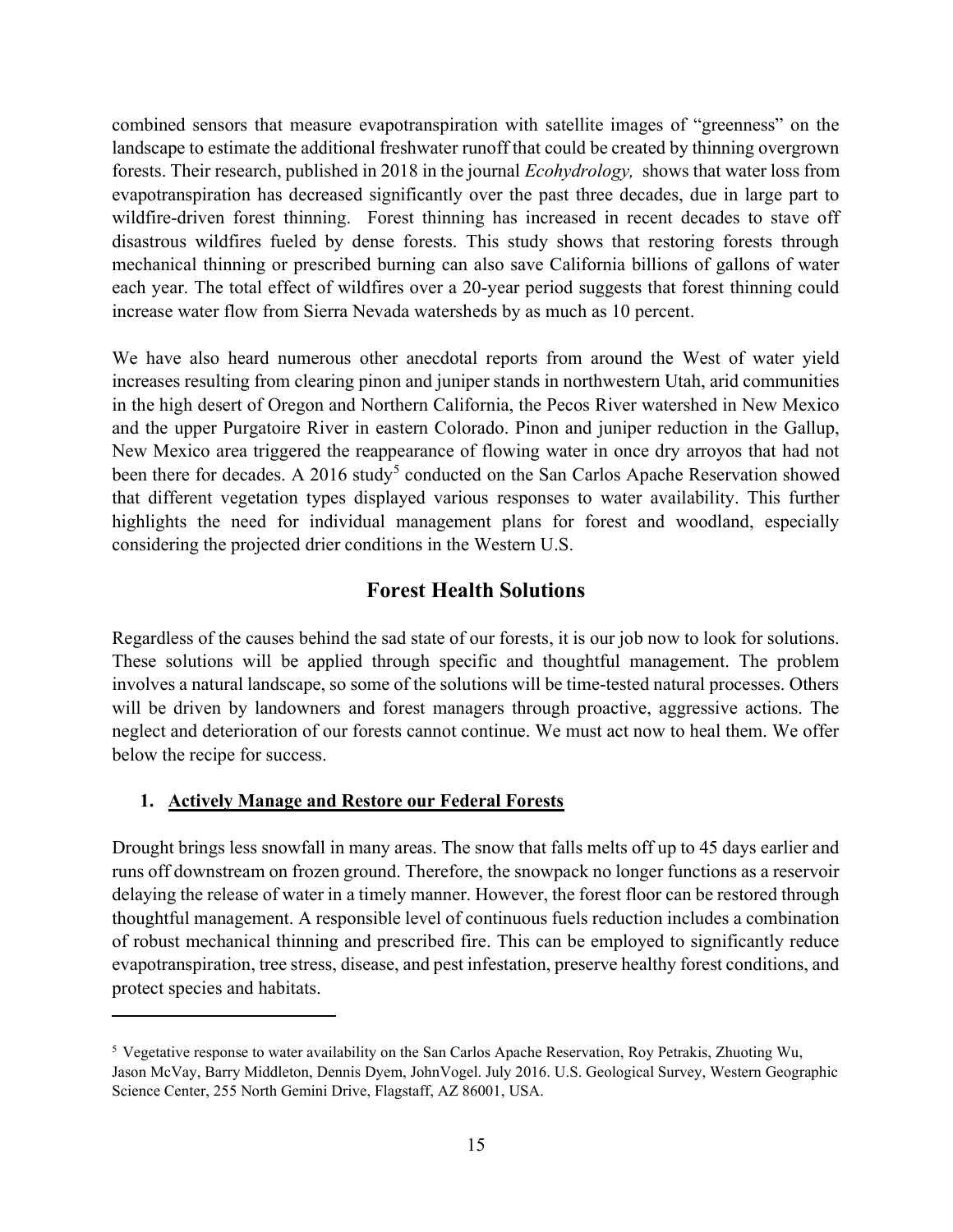combined sensors that measure evapotranspiration with satellite images of "greenness" on the landscape to estimate the additional freshwater runoff that could be created by thinning overgrown forests. Their research, published in 2018 in the journal *Ecohydrology,* shows that water loss from evapotranspiration has decreased significantly over the past three decades, due in large part to wildfire-driven forest thinning. Forest thinning has increased in recent decades to stave off disastrous wildfires fueled by dense forests. This study shows that restoring forests through mechanical thinning or prescribed burning can also save California billions of gallons of water each year. The total effect of wildfires over a 20-year period suggests that forest thinning could increase water flow from Sierra Nevada watersheds by as much as 10 percent.

We have also heard numerous other anecdotal reports from around the West of water yield increases resulting from clearing pinon and juniper stands in northwestern Utah, arid communities in the high desert of Oregon and Northern California, the Pecos River watershed in New Mexico and the upper Purgatoire River in eastern Colorado. Pinon and juniper reduction in the Gallup, New Mexico area triggered the reappearance of flowing water in once dry arroyos that had not been there for decades. A 2016 study[5] conducted on the San Carlos Apache Reservation showed that different vegetation types displayed various responses to water availability. This further highlights the need for individual management plans for forest and woodland, especially considering the projected drier conditions in the Western U.S.

## Forest Health Solutions

Regardless of the causes behind the sad state of our forests, it is our job now to look for solutions. These solutions will be applied through specific and thoughtful management. The problem involves a natural landscape, so some of the solutions will be time-tested natural processes. Others will be driven by landowners and forest managers through proactive, aggressive actions. The neglect and deterioration of our forests cannot continue. We must act now to heal them. We offer below the recipe for success.

### 1. Actively Manage and Restore our Federal Forests

Drought brings less snowfall in many areas. The snow that falls melts off up to 45 days earlier and runs off downstream on frozen ground. Therefore, the snowpack no longer functions as a reservoir delaying the release of water in a timely manner. However, the forest floor can be restored through thoughtful management. A responsible level of continuous fuels reduction includes a combination of robust mechanical thinning and prescribed fire. This can be employed to significantly reduce evapotranspiration, tree stress, disease, and pest infestation, preserve healthy forest conditions, and protect species and habitats.

---

[5] Vegetative response to water availability on the San Carlos Apache Reservation, Roy Petrakis, Zhuoting Wu, Jason McVay, Barry Middleton, Dennis Dyem, JohnVogel. July 2016. U.S. Geological Survey, Western Geographic Science Center, 255 North Gemini Drive, Flagstaff, AZ 86001, USA.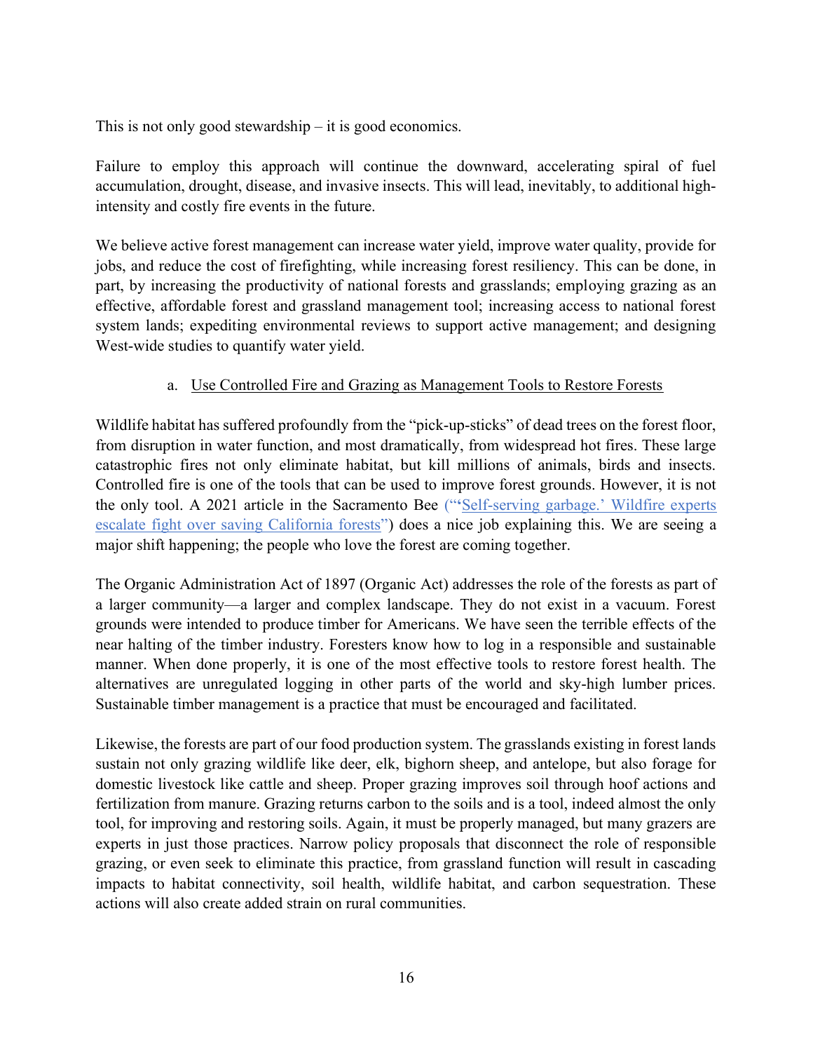This is not only good stewardship – it is good economics.

Failure to employ this approach will continue the downward, accelerating spiral of fuel accumulation, drought, disease, and invasive insects. This will lead, inevitably, to additional high-intensity and costly fire events in the future.

We believe active forest management can increase water yield, improve water quality, provide for jobs, and reduce the cost of firefighting, while increasing forest resiliency. This can be done, in part, by increasing the productivity of national forests and grasslands; employing grazing as an effective, affordable forest and grassland management tool; increasing access to national forest system lands; expediting environmental reviews to support active management; and designing West-wide studies to quantify water yield.

a. <u>Use Controlled Fire and Grazing as Management Tools to Restore Forests</u>

Wildlife habitat has suffered profoundly from the "pick-up-sticks" of dead trees on the forest floor, from disruption in water function, and most dramatically, from widespread hot fires. These large catastrophic fires not only eliminate habitat, but kill millions of animals, birds and insects. Controlled fire is one of the tools that can be used to improve forest grounds. However, it is not the only tool. A 2021 article in the Sacramento Bee ("'Self-serving garbage.' Wildfire experts escalate fight over saving California forests") does a nice job explaining this. We are seeing a major shift happening; the people who love the forest are coming together.

The Organic Administration Act of 1897 (Organic Act) addresses the role of the forests as part of a larger community—a larger and complex landscape. They do not exist in a vacuum. Forest grounds were intended to produce timber for Americans. We have seen the terrible effects of the near halting of the timber industry. Foresters know how to log in a responsible and sustainable manner. When done properly, it is one of the most effective tools to restore forest health. The alternatives are unregulated logging in other parts of the world and sky-high lumber prices. Sustainable timber management is a practice that must be encouraged and facilitated.

Likewise, the forests are part of our food production system. The grasslands existing in forest lands sustain not only grazing wildlife like deer, elk, bighorn sheep, and antelope, but also forage for domestic livestock like cattle and sheep. Proper grazing improves soil through hoof actions and fertilization from manure. Grazing returns carbon to the soils and is a tool, indeed almost the only tool, for improving and restoring soils. Again, it must be properly managed, but many grazers are experts in just those practices. Narrow policy proposals that disconnect the role of responsible grazing, or even seek to eliminate this practice, from grassland function will result in cascading impacts to habitat connectivity, soil health, wildlife habitat, and carbon sequestration. These actions will also create added strain on rural communities.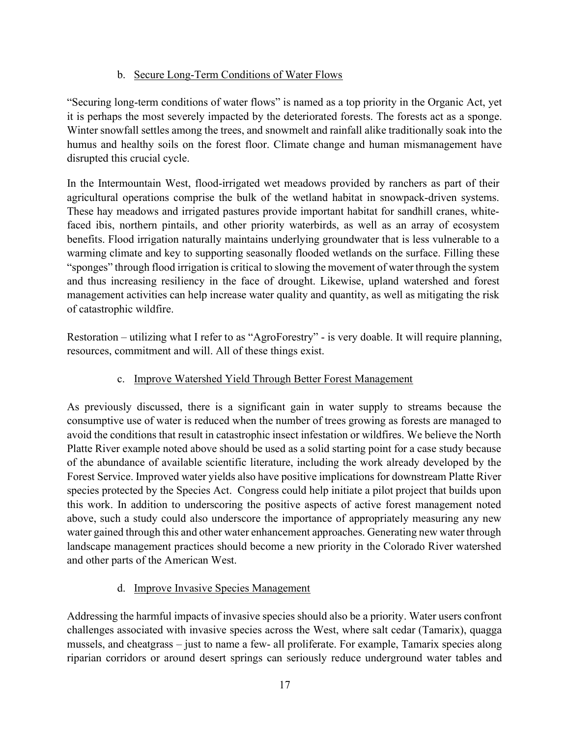### b. Secure Long-Term Conditions of Water Flows

"Securing long-term conditions of water flows" is named as a top priority in the Organic Act, yet it is perhaps the most severely impacted by the deteriorated forests. The forests act as a sponge. Winter snowfall settles among the trees, and snowmelt and rainfall alike traditionally soak into the humus and healthy soils on the forest floor. Climate change and human mismanagement have disrupted this crucial cycle.

In the Intermountain West, flood-irrigated wet meadows provided by ranchers as part of their agricultural operations comprise the bulk of the wetland habitat in snowpack-driven systems. These hay meadows and irrigated pastures provide important habitat for sandhill cranes, white-faced ibis, northern pintails, and other priority waterbirds, as well as an array of ecosystem benefits. Flood irrigation naturally maintains underlying groundwater that is less vulnerable to a warming climate and key to supporting seasonally flooded wetlands on the surface. Filling these "sponges" through flood irrigation is critical to slowing the movement of water through the system and thus increasing resiliency in the face of drought. Likewise, upland watershed and forest management activities can help increase water quality and quantity, as well as mitigating the risk of catastrophic wildfire.

Restoration – utilizing what I refer to as "AgroForestry" - is very doable. It will require planning, resources, commitment and will. All of these things exist.

### c. Improve Watershed Yield Through Better Forest Management

As previously discussed, there is a significant gain in water supply to streams because the consumptive use of water is reduced when the number of trees growing as forests are managed to avoid the conditions that result in catastrophic insect infestation or wildfires. We believe the North Platte River example noted above should be used as a solid starting point for a case study because of the abundance of available scientific literature, including the work already developed by the Forest Service. Improved water yields also have positive implications for downstream Platte River species protected by the Species Act. Congress could help initiate a pilot project that builds upon this work. In addition to underscoring the positive aspects of active forest management noted above, such a study could also underscore the importance of appropriately measuring any new water gained through this and other water enhancement approaches. Generating new water through landscape management practices should become a new priority in the Colorado River watershed and other parts of the American West.

### d. Improve Invasive Species Management

Addressing the harmful impacts of invasive species should also be a priority. Water users confront challenges associated with invasive species across the West, where salt cedar (Tamarix), quagga mussels, and cheatgrass – just to name a few- all proliferate. For example, Tamarix species along riparian corridors or around desert springs can seriously reduce underground water tables and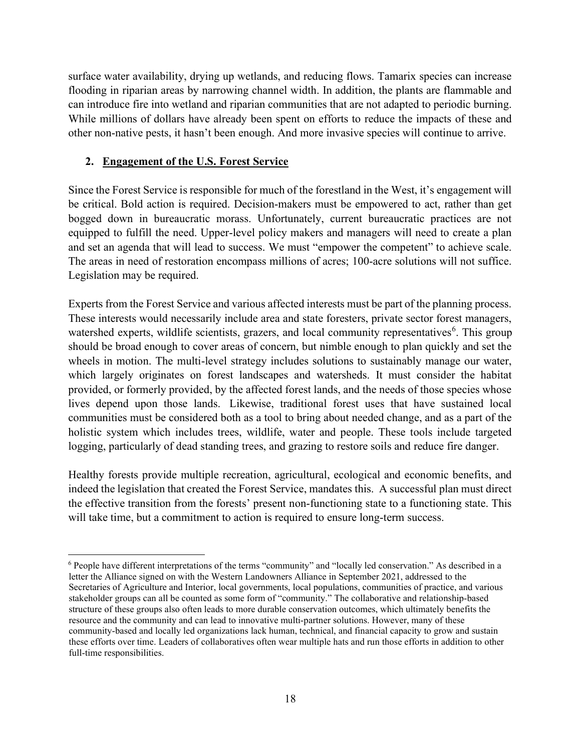surface water availability, drying up wetlands, and reducing flows. Tamarix species can increase flooding in riparian areas by narrowing channel width. In addition, the plants are flammable and can introduce fire into wetland and riparian communities that are not adapted to periodic burning. While millions of dollars have already been spent on efforts to reduce the impacts of these and other non-native pests, it hasn't been enough. And more invasive species will continue to arrive.

## 2. Engagement of the U.S. Forest Service

Since the Forest Service is responsible for much of the forestland in the West, it's engagement will be critical. Bold action is required. Decision-makers must be empowered to act, rather than get bogged down in bureaucratic morass. Unfortunately, current bureaucratic practices are not equipped to fulfill the need. Upper-level policy makers and managers will need to create a plan and set an agenda that will lead to success. We must "empower the competent" to achieve scale. The areas in need of restoration encompass millions of acres; 100-acre solutions will not suffice. Legislation may be required.

Experts from the Forest Service and various affected interests must be part of the planning process. These interests would necessarily include area and state foresters, private sector forest managers, watershed experts, wildlife scientists, grazers, and local community representatives[6]. This group should be broad enough to cover areas of concern, but nimble enough to plan quickly and set the wheels in motion. The multi-level strategy includes solutions to sustainably manage our water, which largely originates on forest landscapes and watersheds. It must consider the habitat provided, or formerly provided, by the affected forest lands, and the needs of those species whose lives depend upon those lands. Likewise, traditional forest uses that have sustained local communities must be considered both as a tool to bring about needed change, and as a part of the holistic system which includes trees, wildlife, water and people. These tools include targeted logging, particularly of dead standing trees, and grazing to restore soils and reduce fire danger.

Healthy forests provide multiple recreation, agricultural, ecological and economic benefits, and indeed the legislation that created the Forest Service, mandates this. A successful plan must direct the effective transition from the forests' present non-functioning state to a functioning state. This will take time, but a commitment to action is required to ensure long-term success.

---

[6] People have different interpretations of the terms "community" and "locally led conservation." As described in a letter the Alliance signed on with the Western Landowners Alliance in September 2021, addressed to the Secretaries of Agriculture and Interior, local governments, local populations, communities of practice, and various stakeholder groups can all be counted as some form of "community." The collaborative and relationship-based structure of these groups also often leads to more durable conservation outcomes, which ultimately benefits the resource and the community and can lead to innovative multi-partner solutions. However, many of these community-based and locally led organizations lack human, technical, and financial capacity to grow and sustain these efforts over time. Leaders of collaboratives often wear multiple hats and run those efforts in addition to other full-time responsibilities.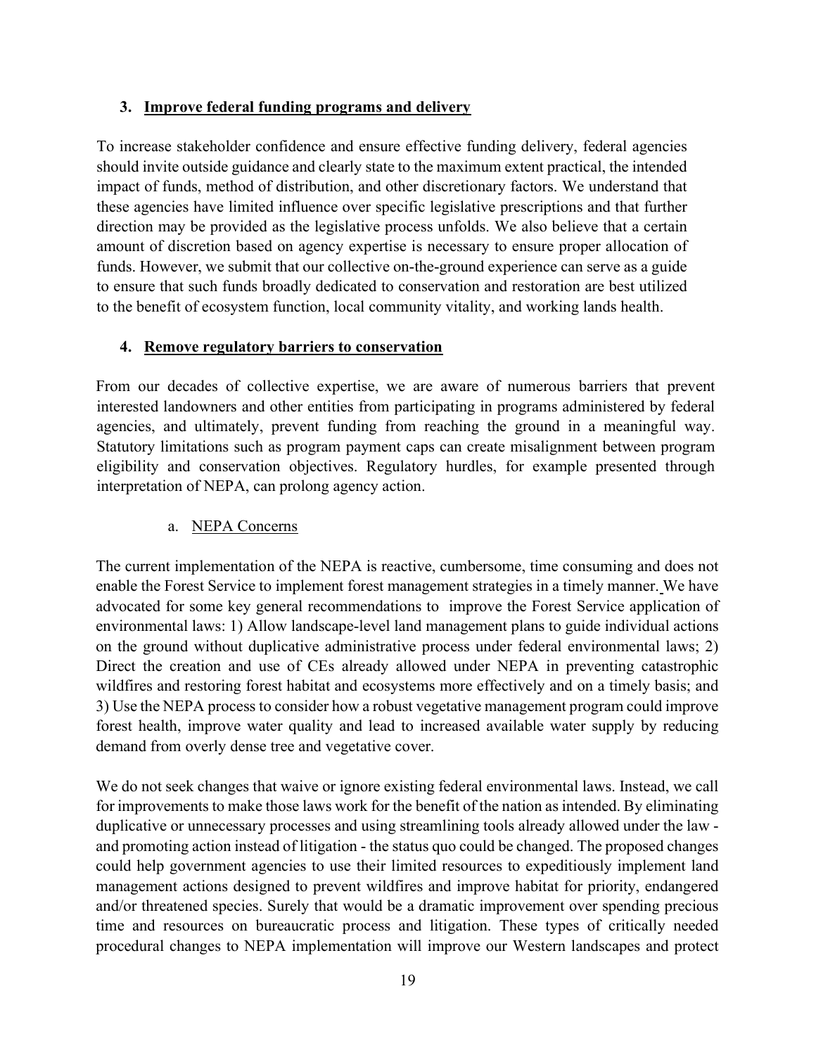### 3. Improve federal funding programs and delivery

To increase stakeholder confidence and ensure effective funding delivery, federal agencies should invite outside guidance and clearly state to the maximum extent practical, the intended impact of funds, method of distribution, and other discretionary factors. We understand that these agencies have limited influence over specific legislative prescriptions and that further direction may be provided as the legislative process unfolds. We also believe that a certain amount of discretion based on agency expertise is necessary to ensure proper allocation of funds. However, we submit that our collective on-the-ground experience can serve as a guide to ensure that such funds broadly dedicated to conservation and restoration are best utilized to the benefit of ecosystem function, local community vitality, and working lands health.

### 4. Remove regulatory barriers to conservation

From our decades of collective expertise, we are aware of numerous barriers that prevent interested landowners and other entities from participating in programs administered by federal agencies, and ultimately, prevent funding from reaching the ground in a meaningful way. Statutory limitations such as program payment caps can create misalignment between program eligibility and conservation objectives. Regulatory hurdles, for example presented through interpretation of NEPA, can prolong agency action.

#### a. NEPA Concerns

The current implementation of the NEPA is reactive, cumbersome, time consuming and does not enable the Forest Service to implement forest management strategies in a timely manner. We have advocated for some key general recommendations to improve the Forest Service application of environmental laws: 1) Allow landscape-level land management plans to guide individual actions on the ground without duplicative administrative process under federal environmental laws; 2) Direct the creation and use of CEs already allowed under NEPA in preventing catastrophic wildfires and restoring forest habitat and ecosystems more effectively and on a timely basis; and 3) Use the NEPA process to consider how a robust vegetative management program could improve forest health, improve water quality and lead to increased available water supply by reducing demand from overly dense tree and vegetative cover.

We do not seek changes that waive or ignore existing federal environmental laws. Instead, we call for improvements to make those laws work for the benefit of the nation as intended. By eliminating duplicative or unnecessary processes and using streamlining tools already allowed under the law - and promoting action instead of litigation - the status quo could be changed. The proposed changes could help government agencies to use their limited resources to expeditiously implement land management actions designed to prevent wildfires and improve habitat for priority, endangered and/or threatened species. Surely that would be a dramatic improvement over spending precious time and resources on bureaucratic process and litigation. These types of critically needed procedural changes to NEPA implementation will improve our Western landscapes and protect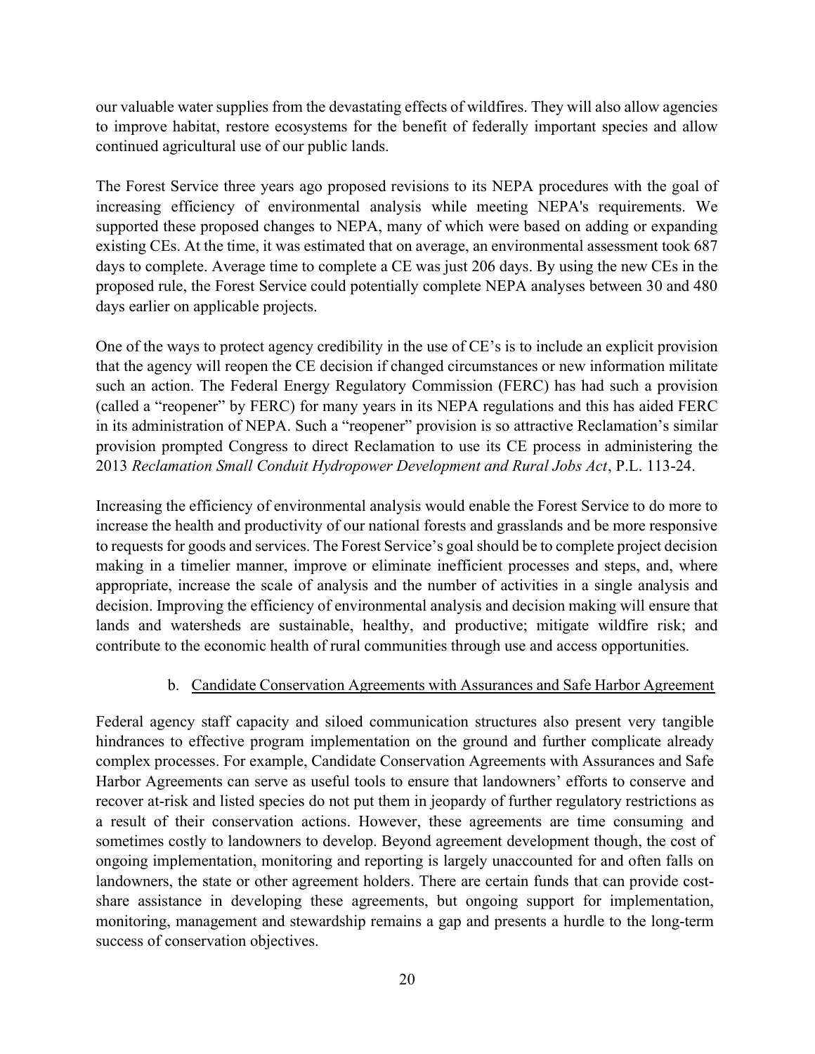our valuable water supplies from the devastating effects of wildfires. They will also allow agencies to improve habitat, restore ecosystems for the benefit of federally important species and allow continued agricultural use of our public lands.

The Forest Service three years ago proposed revisions to its NEPA procedures with the goal of increasing efficiency of environmental analysis while meeting NEPA's requirements. We supported these proposed changes to NEPA, many of which were based on adding or expanding existing CEs. At the time, it was estimated that on average, an environmental assessment took 687 days to complete. Average time to complete a CE was just 206 days. By using the new CEs in the proposed rule, the Forest Service could potentially complete NEPA analyses between 30 and 480 days earlier on applicable projects.

One of the ways to protect agency credibility in the use of CE's is to include an explicit provision that the agency will reopen the CE decision if changed circumstances or new information militate such an action. The Federal Energy Regulatory Commission (FERC) has had such a provision (called a "reopener" by FERC) for many years in its NEPA regulations and this has aided FERC in its administration of NEPA. Such a "reopener" provision is so attractive Reclamation's similar provision prompted Congress to direct Reclamation to use its CE process in administering the 2013 *Reclamation Small Conduit Hydropower Development and Rural Jobs Act*, P.L. 113-24.

Increasing the efficiency of environmental analysis would enable the Forest Service to do more to increase the health and productivity of our national forests and grasslands and be more responsive to requests for goods and services. The Forest Service's goal should be to complete project decision making in a timelier manner, improve or eliminate inefficient processes and steps, and, where appropriate, increase the scale of analysis and the number of activities in a single analysis and decision. Improving the efficiency of environmental analysis and decision making will ensure that lands and watersheds are sustainable, healthy, and productive; mitigate wildfire risk; and contribute to the economic health of rural communities through use and access opportunities.

### b. Candidate Conservation Agreements with Assurances and Safe Harbor Agreement

Federal agency staff capacity and siloed communication structures also present very tangible hindrances to effective program implementation on the ground and further complicate already complex processes. For example, Candidate Conservation Agreements with Assurances and Safe Harbor Agreements can serve as useful tools to ensure that landowners' efforts to conserve and recover at-risk and listed species do not put them in jeopardy of further regulatory restrictions as a result of their conservation actions. However, these agreements are time consuming and sometimes costly to landowners to develop. Beyond agreement development though, the cost of ongoing implementation, monitoring and reporting is largely unaccounted for and often falls on landowners, the state or other agreement holders. There are certain funds that can provide cost-share assistance in developing these agreements, but ongoing support for implementation, monitoring, management and stewardship remains a gap and presents a hurdle to the long-term success of conservation objectives.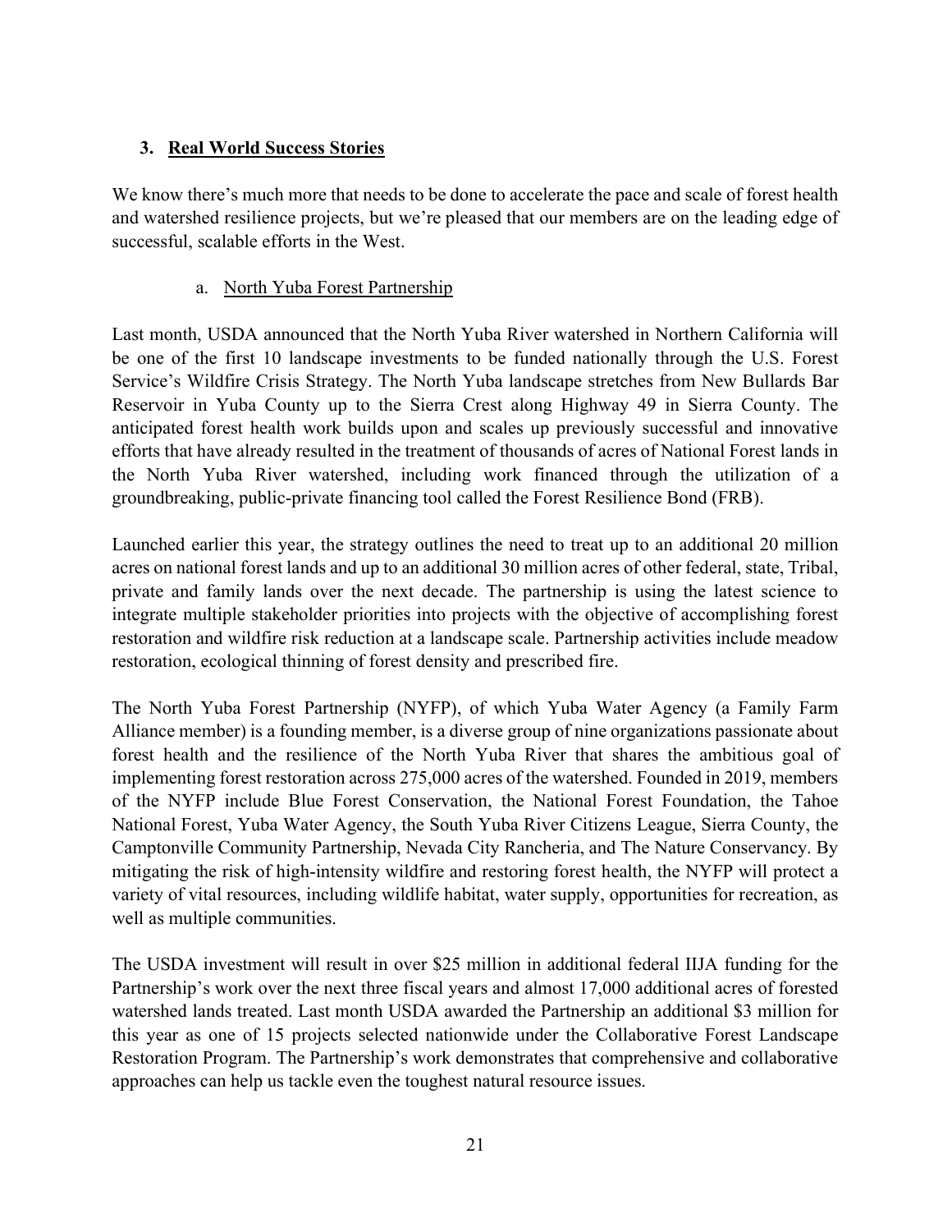### 3. Real World Success Stories

We know there's much more that needs to be done to accelerate the pace and scale of forest health and watershed resilience projects, but we're pleased that our members are on the leading edge of successful, scalable efforts in the West.

#### a. North Yuba Forest Partnership

Last month, USDA announced that the North Yuba River watershed in Northern California will be one of the first 10 landscape investments to be funded nationally through the U.S. Forest Service's Wildfire Crisis Strategy. The North Yuba landscape stretches from New Bullards Bar Reservoir in Yuba County up to the Sierra Crest along Highway 49 in Sierra County. The anticipated forest health work builds upon and scales up previously successful and innovative efforts that have already resulted in the treatment of thousands of acres of National Forest lands in the North Yuba River watershed, including work financed through the utilization of a groundbreaking, public-private financing tool called the Forest Resilience Bond (FRB).

Launched earlier this year, the strategy outlines the need to treat up to an additional 20 million acres on national forest lands and up to an additional 30 million acres of other federal, state, Tribal, private and family lands over the next decade. The partnership is using the latest science to integrate multiple stakeholder priorities into projects with the objective of accomplishing forest restoration and wildfire risk reduction at a landscape scale. Partnership activities include meadow restoration, ecological thinning of forest density and prescribed fire.

The North Yuba Forest Partnership (NYFP), of which Yuba Water Agency (a Family Farm Alliance member) is a founding member, is a diverse group of nine organizations passionate about forest health and the resilience of the North Yuba River that shares the ambitious goal of implementing forest restoration across 275,000 acres of the watershed. Founded in 2019, members of the NYFP include Blue Forest Conservation, the National Forest Foundation, the Tahoe National Forest, Yuba Water Agency, the South Yuba River Citizens League, Sierra County, the Camptonville Community Partnership, Nevada City Rancheria, and The Nature Conservancy. By mitigating the risk of high-intensity wildfire and restoring forest health, the NYFP will protect a variety of vital resources, including wildlife habitat, water supply, opportunities for recreation, as well as multiple communities.

The USDA investment will result in over $25 million in additional federal IIJA funding for the Partnership's work over the next three fiscal years and almost 17,000 additional acres of forested watershed lands treated. Last month USDA awarded the Partnership an additional $3 million for this year as one of 15 projects selected nationwide under the Collaborative Forest Landscape Restoration Program. The Partnership's work demonstrates that comprehensive and collaborative approaches can help us tackle even the toughest natural resource issues.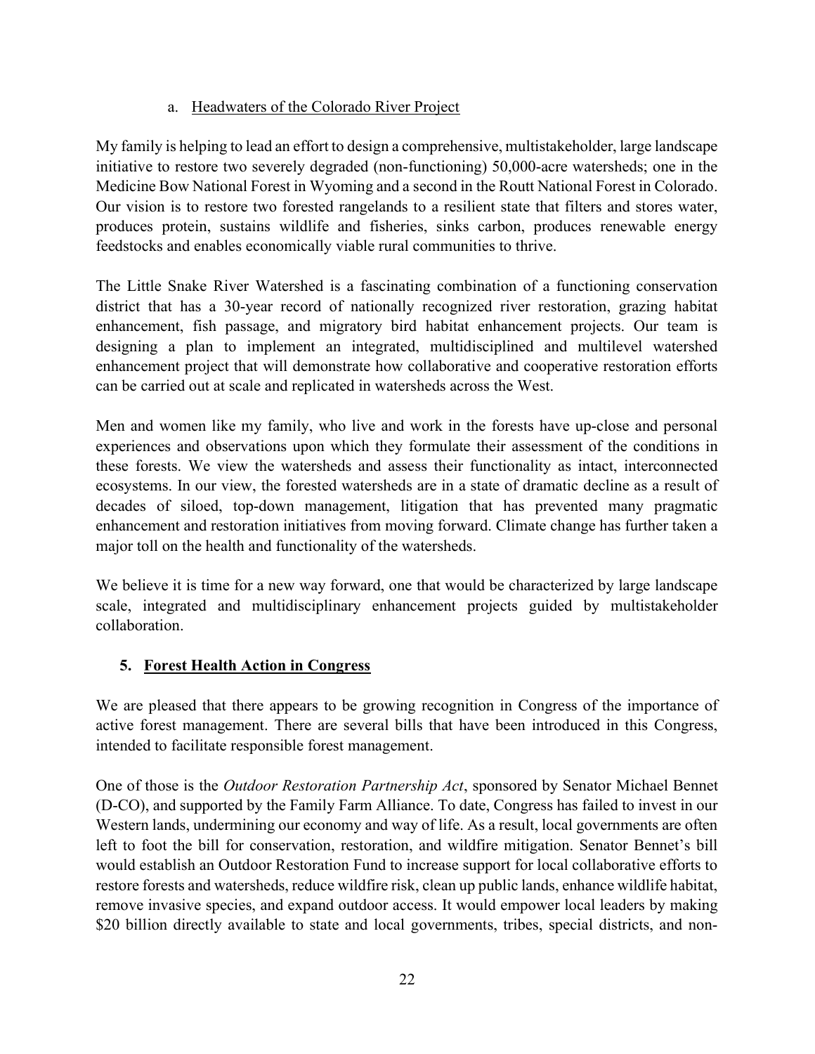a. <u>Headwaters of the Colorado River Project</u>

My family is helping to lead an effort to design a comprehensive, multistakeholder, large landscape initiative to restore two severely degraded (non-functioning) 50,000-acre watersheds; one in the Medicine Bow National Forest in Wyoming and a second in the Routt National Forest in Colorado. Our vision is to restore two forested rangelands to a resilient state that filters and stores water, produces protein, sustains wildlife and fisheries, sinks carbon, produces renewable energy feedstocks and enables economically viable rural communities to thrive.

The Little Snake River Watershed is a fascinating combination of a functioning conservation district that has a 30-year record of nationally recognized river restoration, grazing habitat enhancement, fish passage, and migratory bird habitat enhancement projects. Our team is designing a plan to implement an integrated, multidisciplined and multilevel watershed enhancement project that will demonstrate how collaborative and cooperative restoration efforts can be carried out at scale and replicated in watersheds across the West.

Men and women like my family, who live and work in the forests have up-close and personal experiences and observations upon which they formulate their assessment of the conditions in these forests. We view the watersheds and assess their functionality as intact, interconnected ecosystems. In our view, the forested watersheds are in a state of dramatic decline as a result of decades of siloed, top-down management, litigation that has prevented many pragmatic enhancement and restoration initiatives from moving forward. Climate change has further taken a major toll on the health and functionality of the watersheds.

We believe it is time for a new way forward, one that would be characterized by large landscape scale, integrated and multidisciplinary enhancement projects guided by multistakeholder collaboration.

## 5. <u>Forest Health Action in Congress</u>

We are pleased that there appears to be growing recognition in Congress of the importance of active forest management. There are several bills that have been introduced in this Congress, intended to facilitate responsible forest management.

One of those is the *Outdoor Restoration Partnership Act*, sponsored by Senator Michael Bennet (D-CO), and supported by the Family Farm Alliance. To date, Congress has failed to invest in our Western lands, undermining our economy and way of life. As a result, local governments are often left to foot the bill for conservation, restoration, and wildfire mitigation. Senator Bennet's bill would establish an Outdoor Restoration Fund to increase support for local collaborative efforts to restore forests and watersheds, reduce wildfire risk, clean up public lands, enhance wildlife habitat, remove invasive species, and expand outdoor access. It would empower local leaders by making \$20 billion directly available to state and local governments, tribes, special districts, and non-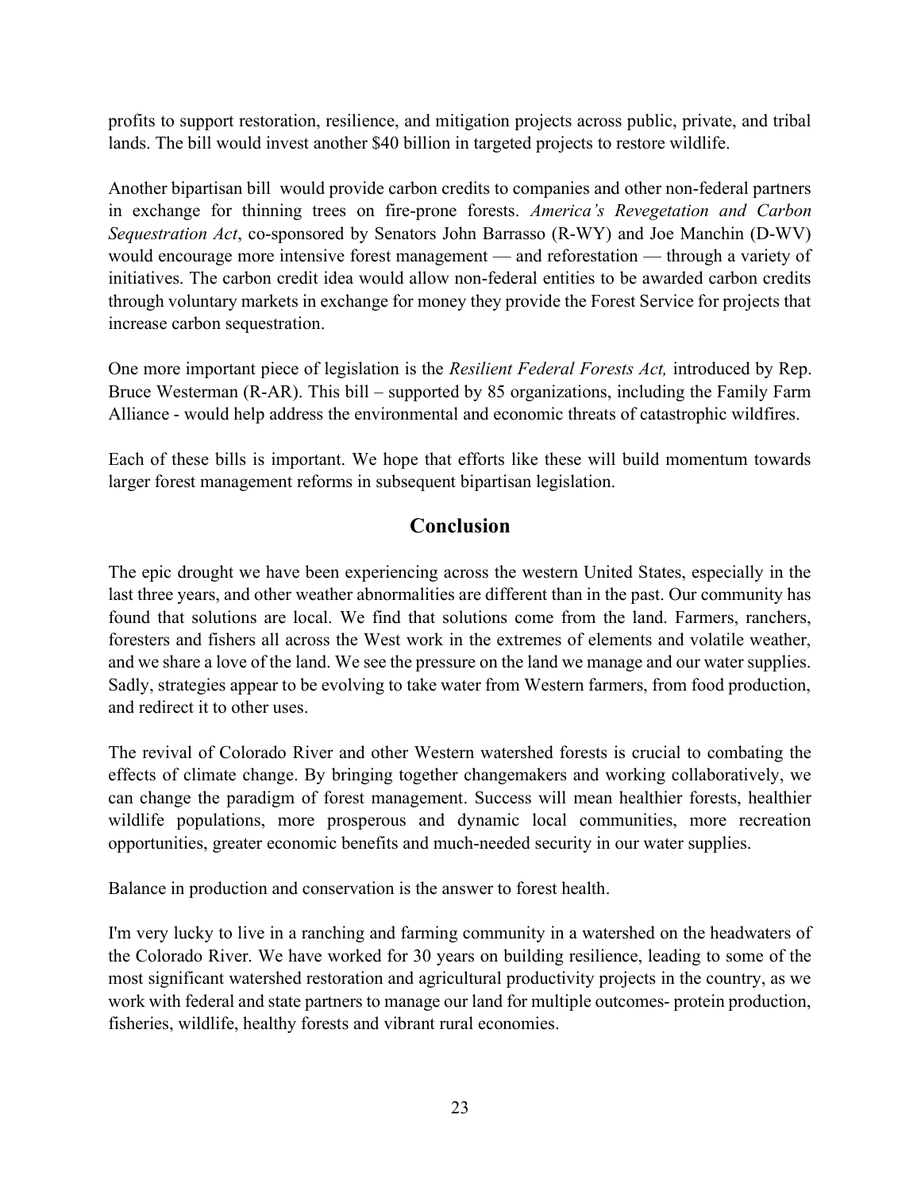profits to support restoration, resilience, and mitigation projects across public, private, and tribal lands. The bill would invest another $40 billion in targeted projects to restore wildlife.

Another bipartisan bill would provide carbon credits to companies and other non-federal partners in exchange for thinning trees on fire-prone forests. *America's Revegetation and Carbon Sequestration Act*, co-sponsored by Senators John Barrasso (R-WY) and Joe Manchin (D-WV) would encourage more intensive forest management — and reforestation — through a variety of initiatives. The carbon credit idea would allow non-federal entities to be awarded carbon credits through voluntary markets in exchange for money they provide the Forest Service for projects that increase carbon sequestration.

One more important piece of legislation is the *Resilient Federal Forests Act,* introduced by Rep. Bruce Westerman (R-AR). This bill – supported by 85 organizations, including the Family Farm Alliance - would help address the environmental and economic threats of catastrophic wildfires.

Each of these bills is important. We hope that efforts like these will build momentum towards larger forest management reforms in subsequent bipartisan legislation.

## Conclusion

The epic drought we have been experiencing across the western United States, especially in the last three years, and other weather abnormalities are different than in the past. Our community has found that solutions are local. We find that solutions come from the land. Farmers, ranchers, foresters and fishers all across the West work in the extremes of elements and volatile weather, and we share a love of the land. We see the pressure on the land we manage and our water supplies. Sadly, strategies appear to be evolving to take water from Western farmers, from food production, and redirect it to other uses.

The revival of Colorado River and other Western watershed forests is crucial to combating the effects of climate change. By bringing together changemakers and working collaboratively, we can change the paradigm of forest management. Success will mean healthier forests, healthier wildlife populations, more prosperous and dynamic local communities, more recreation opportunities, greater economic benefits and much-needed security in our water supplies.

Balance in production and conservation is the answer to forest health.

I'm very lucky to live in a ranching and farming community in a watershed on the headwaters of the Colorado River. We have worked for 30 years on building resilience, leading to some of the most significant watershed restoration and agricultural productivity projects in the country, as we work with federal and state partners to manage our land for multiple outcomes- protein production, fisheries, wildlife, healthy forests and vibrant rural economies.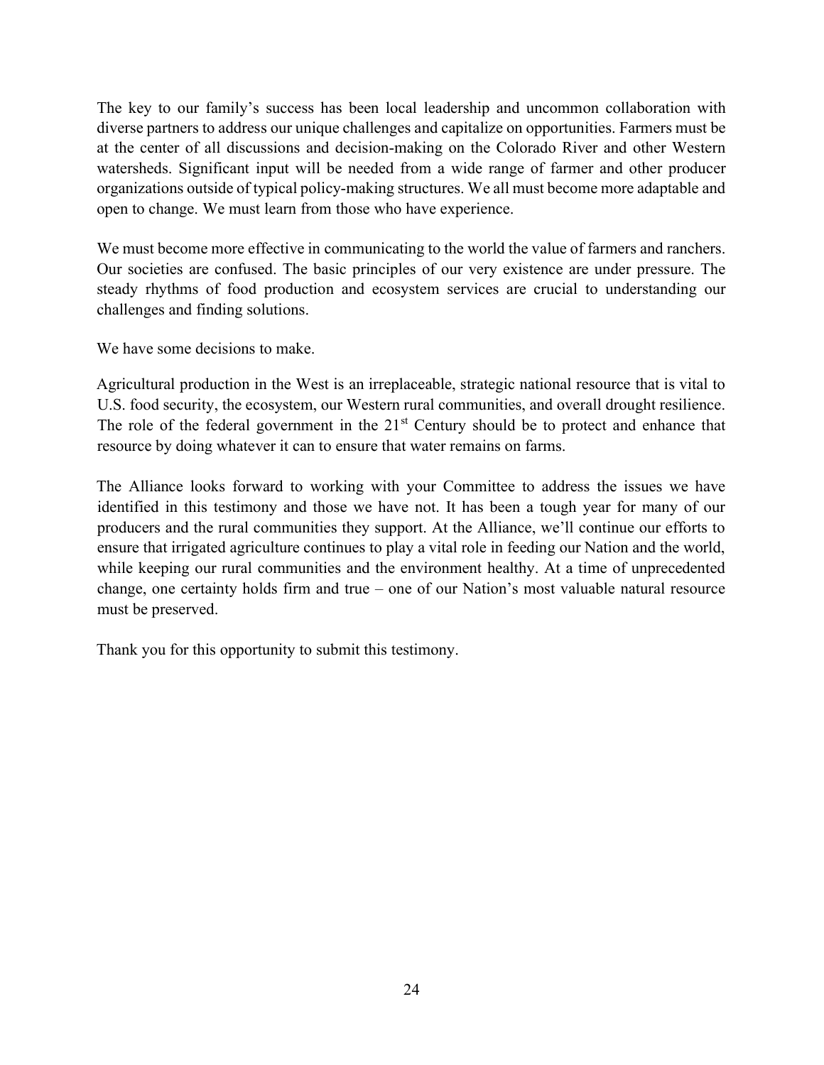The key to our family's success has been local leadership and uncommon collaboration with diverse partners to address our unique challenges and capitalize on opportunities. Farmers must be at the center of all discussions and decision-making on the Colorado River and other Western watersheds. Significant input will be needed from a wide range of farmer and other producer organizations outside of typical policy-making structures. We all must become more adaptable and open to change. We must learn from those who have experience.

We must become more effective in communicating to the world the value of farmers and ranchers. Our societies are confused. The basic principles of our very existence are under pressure. The steady rhythms of food production and ecosystem services are crucial to understanding our challenges and finding solutions.

We have some decisions to make.

Agricultural production in the West is an irreplaceable, strategic national resource that is vital to U.S. food security, the ecosystem, our Western rural communities, and overall drought resilience. The role of the federal government in the 21st Century should be to protect and enhance that resource by doing whatever it can to ensure that water remains on farms.

The Alliance looks forward to working with your Committee to address the issues we have identified in this testimony and those we have not. It has been a tough year for many of our producers and the rural communities they support. At the Alliance, we'll continue our efforts to ensure that irrigated agriculture continues to play a vital role in feeding our Nation and the world, while keeping our rural communities and the environment healthy. At a time of unprecedented change, one certainty holds firm and true – one of our Nation's most valuable natural resource must be preserved.

Thank you for this opportunity to submit this testimony.